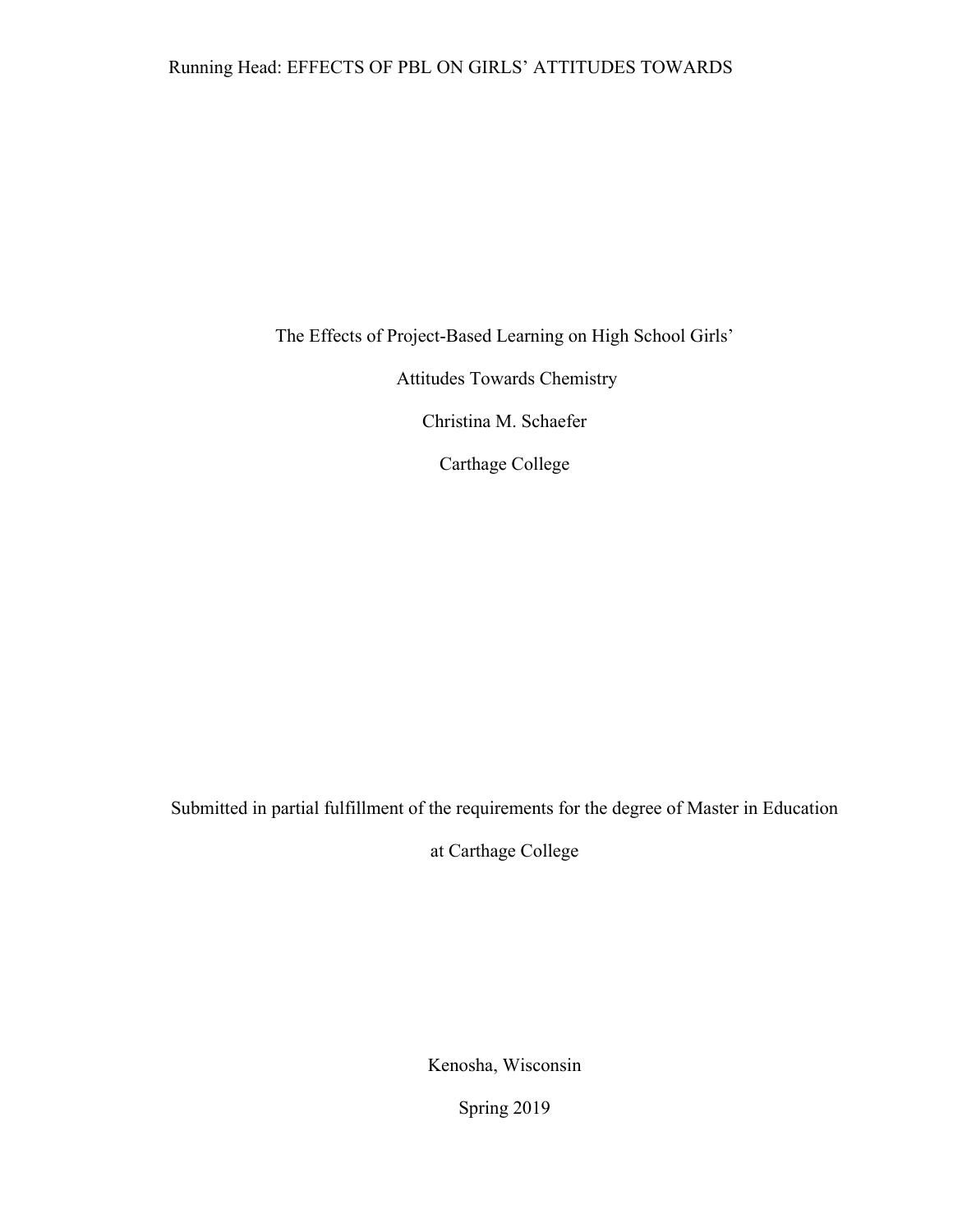# The Effects of Project-Based Learning on High School Girls' Attitudes Towards Chemistry

Christina M. Schaefer

Carthage College

Submitted in partial fulfillment of the requirements for the degree of Master in Education at Carthage College

Kenosha, Wisconsin

Spring 2019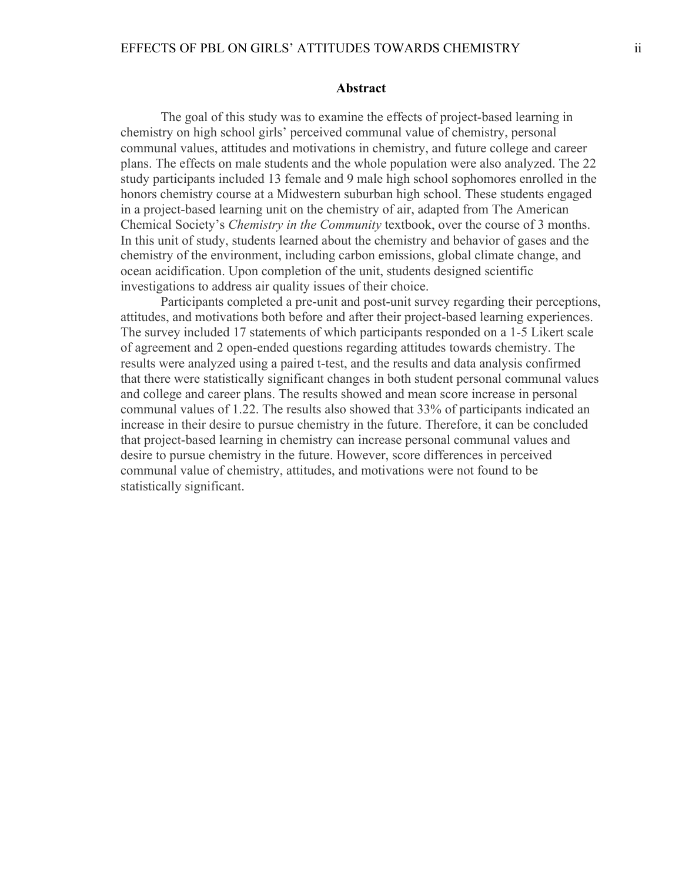## Abstract

The goal of this study was to examine the effects of project-based learning in chemistry on high school girls' perceived communal value of chemistry, personal communal values, attitudes and motivations in chemistry, and future college and career plans. The effects on male students and the whole population were also analyzed. The 22 study participants included 13 female and 9 male high school sophomores enrolled in the honors chemistry course at a Midwestern suburban high school. These students engaged in a project-based learning unit on the chemistry of air, adapted from The American Chemical Society's *Chemistry in the Community* textbook, over the course of 3 months. In this unit of study, students learned about the chemistry and behavior of gases and the chemistry of the environment, including carbon emissions, global climate change, and ocean acidification. Upon completion of the unit, students designed scientific investigations to address air quality issues of their choice.

Participants completed a pre-unit and post-unit survey regarding their perceptions, attitudes, and motivations both before and after their project-based learning experiences. The survey included 17 statements of which participants responded on a 1-5 Likert scale of agreement and 2 open-ended questions regarding attitudes towards chemistry. The results were analyzed using a paired t-test, and the results and data analysis confirmed that there were statistically significant changes in both student personal communal values and college and career plans. The results showed and mean score increase in personal communal values of 1.22. The results also showed that 33% of participants indicated an increase in their desire to pursue chemistry in the future. Therefore, it can be concluded that project-based learning in chemistry can increase personal communal values and desire to pursue chemistry in the future. However, score differences in perceived communal value of chemistry, attitudes, and motivations were not found to be statistically significant.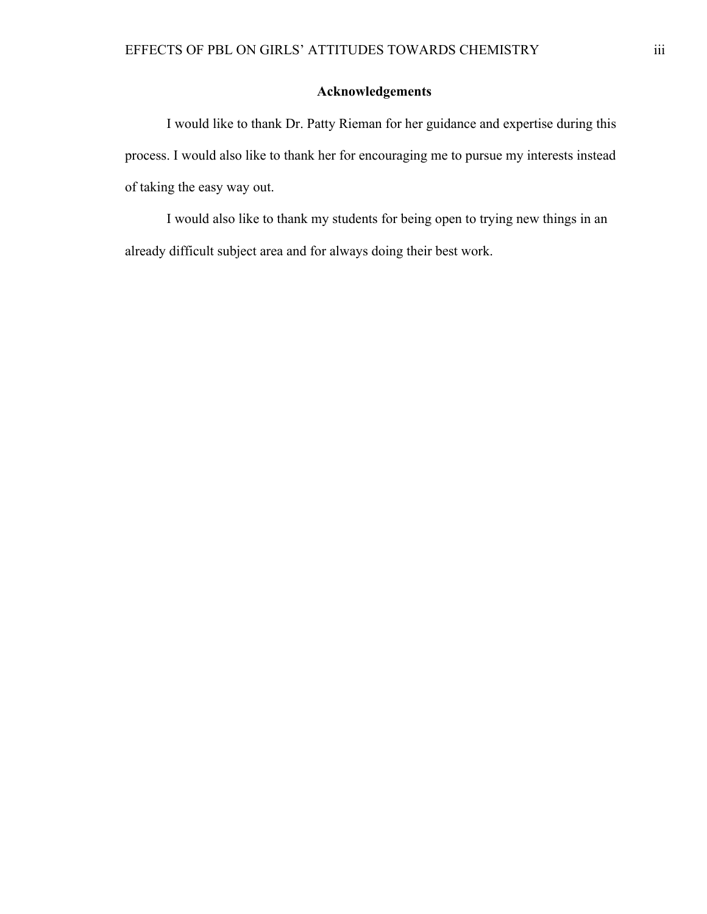## Acknowledgements

I would like to thank Dr. Patty Rieman for her guidance and expertise during this process. I would also like to thank her for encouraging me to pursue my interests instead of taking the easy way out.

I would also like to thank my students for being open to trying new things in an already difficult subject area and for always doing their best work.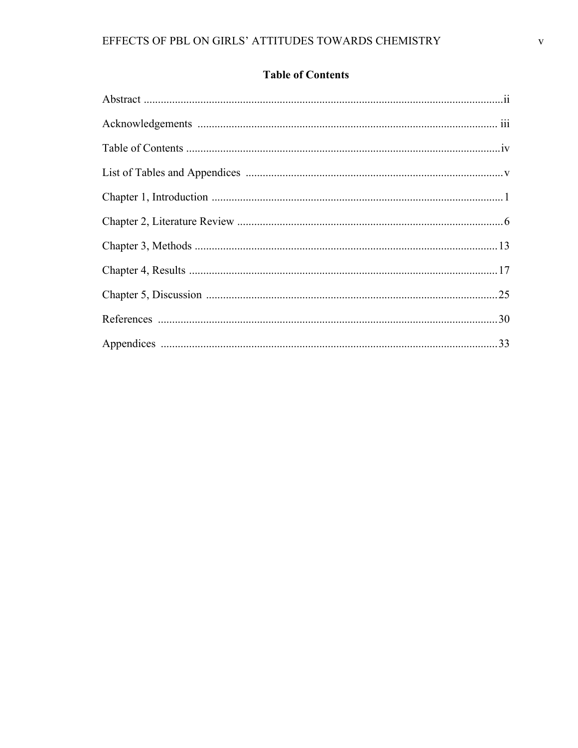## Table of Contents

Abstract ....................................................................................................................ii

Acknowledgements .................................................................................................. iii

Table of Contents .....................................................................................................iv

List of Tables and Appendices ..................................................................................v

Chapter 1, Introduction ...............................................................................................1

Chapter 2, Literature Review .......................................................................................6

Chapter 3, Methods ...................................................................................................13

Chapter 4, Results ....................................................................................................17

Chapter 5, Discussion ...............................................................................................25

References ...............................................................................................................30

Appendices ..............................................................................................................33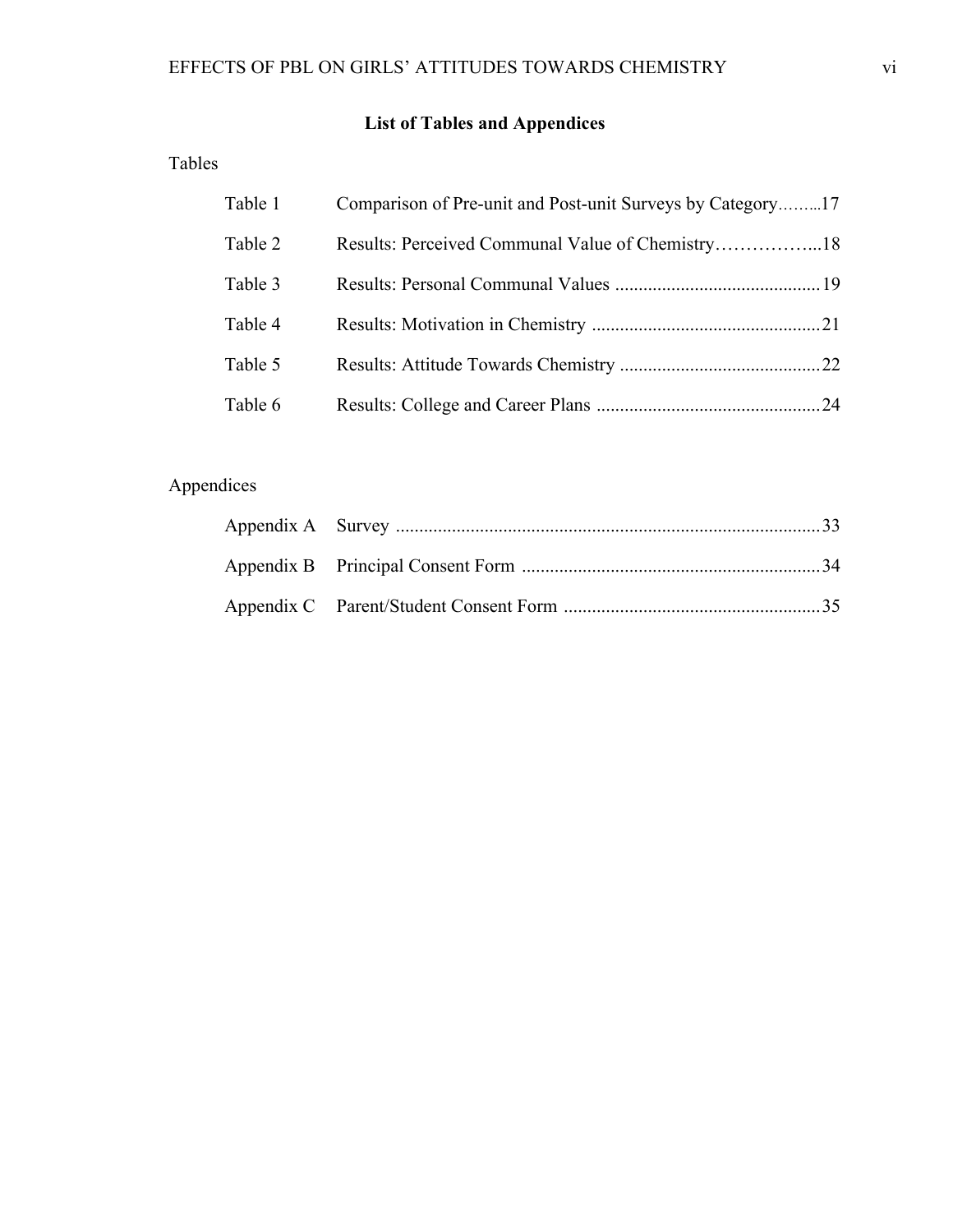## List of Tables and Appendices

Tables

| | | |
|---|---|---|
| Table 1 | Comparison of Pre-unit and Post-unit Surveys by Category | 17 |
| Table 2 | Results: Perceived Communal Value of Chemistry | 18 |
| Table 3 | Results: Personal Communal Values | 19 |
| Table 4 | Results: Motivation in Chemistry | 21 |
| Table 5 | Results: Attitude Towards Chemistry | 22 |
| Table 6 | Results: College and Career Plans | 24 |

Appendices

| | | |
|---|---|---|
| Appendix A | Survey | 33 |
| Appendix B | Principal Consent Form | 34 |
| Appendix C | Parent/Student Consent Form | 35 |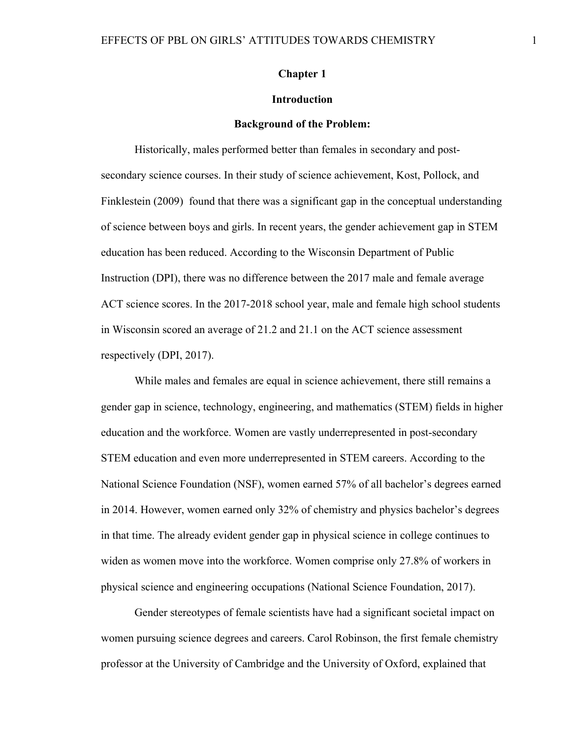# Chapter 1

## Introduction

### Background of the Problem:

Historically, males performed better than females in secondary and post-secondary science courses. In their study of science achievement, Kost, Pollock, and Finklestein (2009) found that there was a significant gap in the conceptual understanding of science between boys and girls. In recent years, the gender achievement gap in STEM education has been reduced. According to the Wisconsin Department of Public Instruction (DPI), there was no difference between the 2017 male and female average ACT science scores. In the 2017-2018 school year, male and female high school students in Wisconsin scored an average of 21.2 and 21.1 on the ACT science assessment respectively (DPI, 2017).

While males and females are equal in science achievement, there still remains a gender gap in science, technology, engineering, and mathematics (STEM) fields in higher education and the workforce. Women are vastly underrepresented in post-secondary STEM education and even more underrepresented in STEM careers. According to the National Science Foundation (NSF), women earned 57% of all bachelor's degrees earned in 2014. However, women earned only 32% of chemistry and physics bachelor's degrees in that time. The already evident gender gap in physical science in college continues to widen as women move into the workforce. Women comprise only 27.8% of workers in physical science and engineering occupations (National Science Foundation, 2017).

Gender stereotypes of female scientists have had a significant societal impact on women pursuing science degrees and careers. Carol Robinson, the first female chemistry professor at the University of Cambridge and the University of Oxford, explained that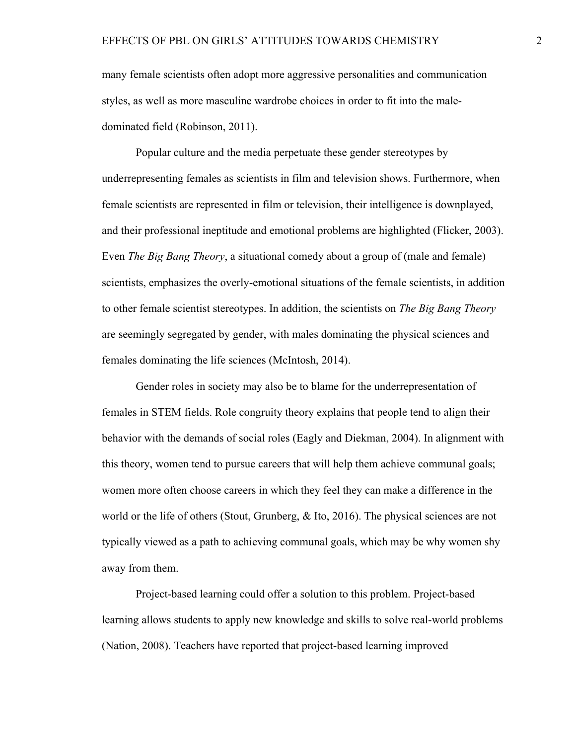many female scientists often adopt more aggressive personalities and communication styles, as well as more masculine wardrobe choices in order to fit into the male-dominated field (Robinson, 2011).

Popular culture and the media perpetuate these gender stereotypes by underrepresenting females as scientists in film and television shows. Furthermore, when female scientists are represented in film or television, their intelligence is downplayed, and their professional ineptitude and emotional problems are highlighted (Flicker, 2003). Even *The Big Bang Theory*, a situational comedy about a group of (male and female) scientists, emphasizes the overly-emotional situations of the female scientists, in addition to other female scientist stereotypes. In addition, the scientists on *The Big Bang Theory* are seemingly segregated by gender, with males dominating the physical sciences and females dominating the life sciences (McIntosh, 2014).

Gender roles in society may also be to blame for the underrepresentation of females in STEM fields. Role congruity theory explains that people tend to align their behavior with the demands of social roles (Eagly and Diekman, 2004). In alignment with this theory, women tend to pursue careers that will help them achieve communal goals; women more often choose careers in which they feel they can make a difference in the world or the life of others (Stout, Grunberg, & Ito, 2016). The physical sciences are not typically viewed as a path to achieving communal goals, which may be why women shy away from them.

Project-based learning could offer a solution to this problem. Project-based learning allows students to apply new knowledge and skills to solve real-world problems (Nation, 2008). Teachers have reported that project-based learning improved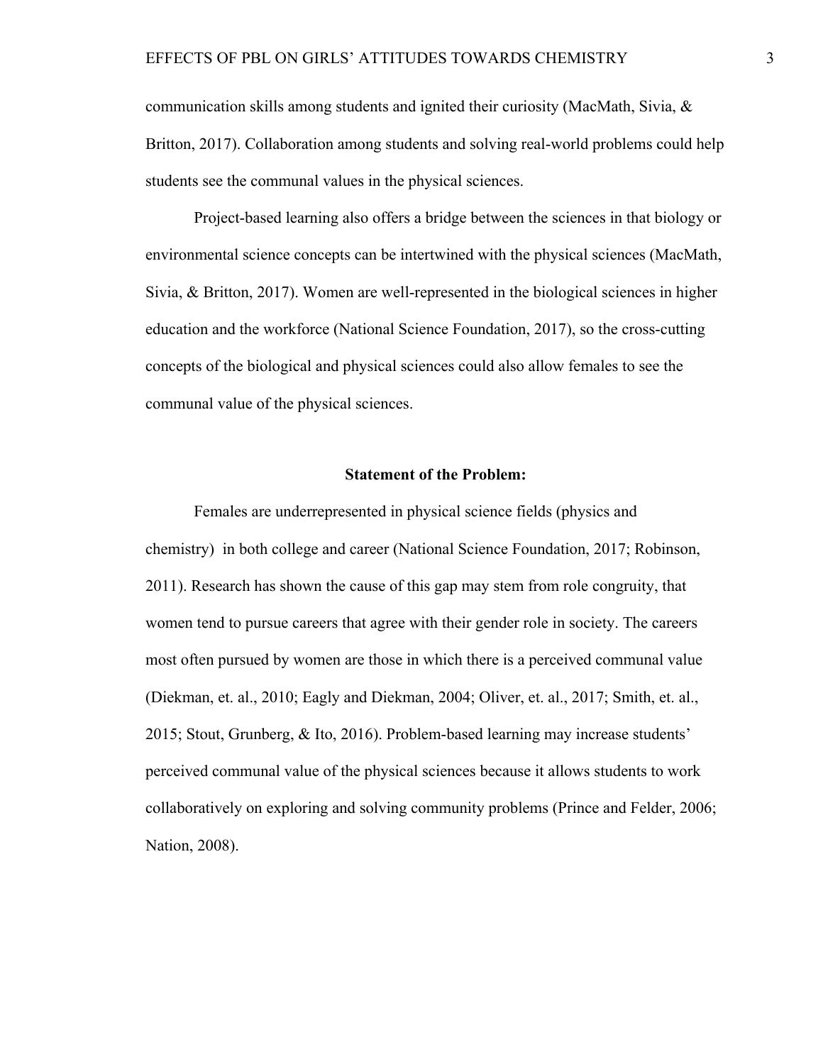communication skills among students and ignited their curiosity (MacMath, Sivia, & Britton, 2017). Collaboration among students and solving real-world problems could help students see the communal values in the physical sciences.

Project-based learning also offers a bridge between the sciences in that biology or environmental science concepts can be intertwined with the physical sciences (MacMath, Sivia, & Britton, 2017). Women are well-represented in the biological sciences in higher education and the workforce (National Science Foundation, 2017), so the cross-cutting concepts of the biological and physical sciences could also allow females to see the communal value of the physical sciences.

## Statement of the Problem:

Females are underrepresented in physical science fields (physics and chemistry) in both college and career (National Science Foundation, 2017; Robinson, 2011). Research has shown the cause of this gap may stem from role congruity, that women tend to pursue careers that agree with their gender role in society. The careers most often pursued by women are those in which there is a perceived communal value (Diekman, et. al., 2010; Eagly and Diekman, 2004; Oliver, et. al., 2017; Smith, et. al., 2015; Stout, Grunberg, & Ito, 2016). Problem-based learning may increase students' perceived communal value of the physical sciences because it allows students to work collaboratively on exploring and solving community problems (Prince and Felder, 2006; Nation, 2008).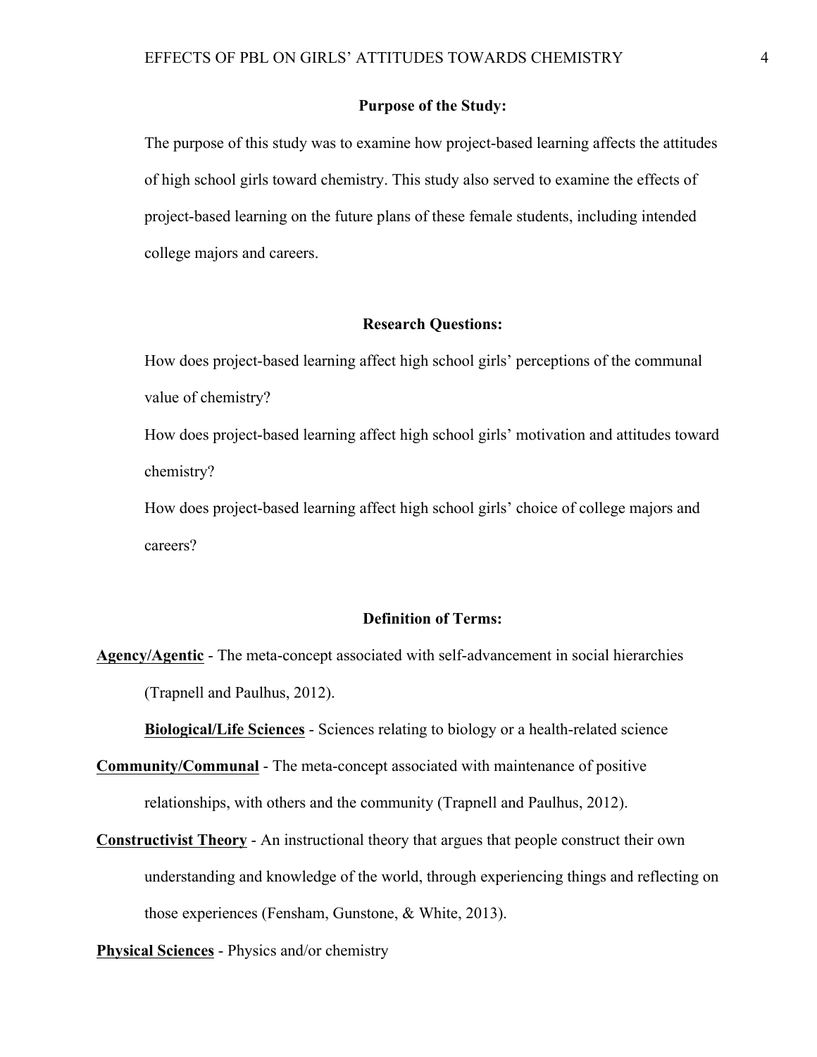## Purpose of the Study:

The purpose of this study was to examine how project-based learning affects the attitudes of high school girls toward chemistry. This study also served to examine the effects of project-based learning on the future plans of these female students, including intended college majors and careers.

## Research Questions:

How does project-based learning affect high school girls' perceptions of the communal value of chemistry?

How does project-based learning affect high school girls' motivation and attitudes toward chemistry?

How does project-based learning affect high school girls' choice of college majors and careers?

## Definition of Terms:

**Agency/Agentic** - The meta-concept associated with self-advancement in social hierarchies (Trapnell and Paulhus, 2012).

**Biological/Life Sciences** - Sciences relating to biology or a health-related science

**Community/Communal** - The meta-concept associated with maintenance of positive relationships, with others and the community (Trapnell and Paulhus, 2012).

**Constructivist Theory** - An instructional theory that argues that people construct their own understanding and knowledge of the world, through experiencing things and reflecting on those experiences (Fensham, Gunstone, & White, 2013).

**Physical Sciences** - Physics and/or chemistry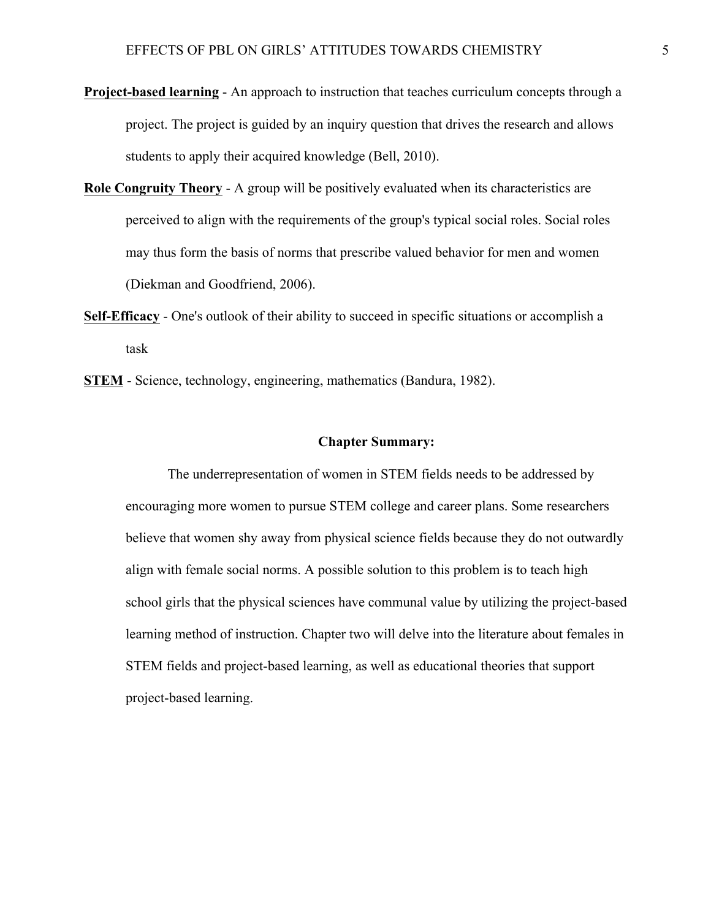**Project-based learning** - An approach to instruction that teaches curriculum concepts through a project. The project is guided by an inquiry question that drives the research and allows students to apply their acquired knowledge (Bell, 2010).

**Role Congruity Theory** - A group will be positively evaluated when its characteristics are perceived to align with the requirements of the group's typical social roles. Social roles may thus form the basis of norms that prescribe valued behavior for men and women (Diekman and Goodfriend, 2006).

**Self-Efficacy** - One's outlook of their ability to succeed in specific situations or accomplish a task

**STEM** - Science, technology, engineering, mathematics (Bandura, 1982).

## Chapter Summary:

The underrepresentation of women in STEM fields needs to be addressed by encouraging more women to pursue STEM college and career plans. Some researchers believe that women shy away from physical science fields because they do not outwardly align with female social norms. A possible solution to this problem is to teach high school girls that the physical sciences have communal value by utilizing the project-based learning method of instruction. Chapter two will delve into the literature about females in STEM fields and project-based learning, as well as educational theories that support project-based learning.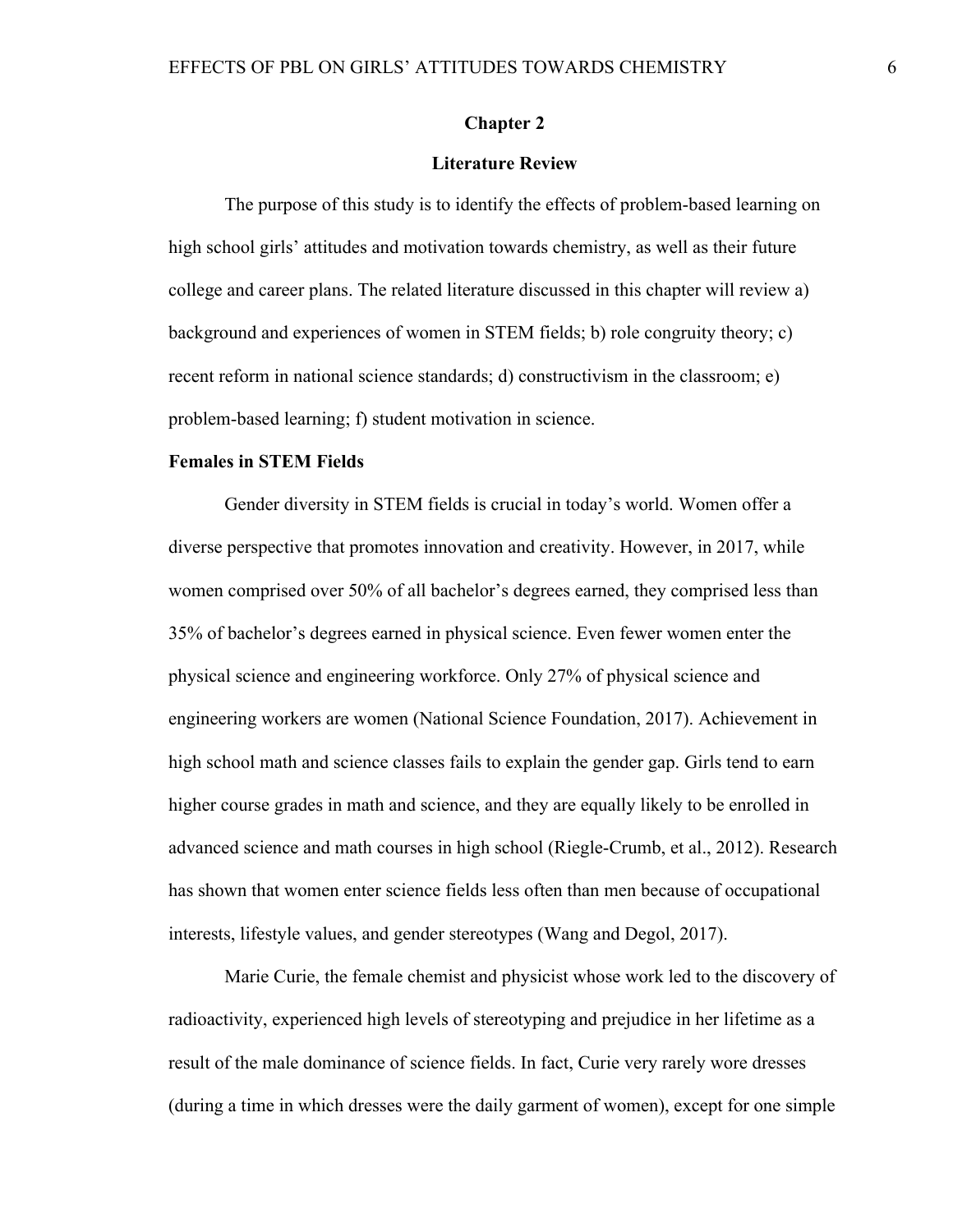# Chapter 2

## Literature Review

The purpose of this study is to identify the effects of problem-based learning on high school girls' attitudes and motivation towards chemistry, as well as their future college and career plans. The related literature discussed in this chapter will review a) background and experiences of women in STEM fields; b) role congruity theory; c) recent reform in national science standards; d) constructivism in the classroom; e) problem-based learning; f) student motivation in science.

### Females in STEM Fields

Gender diversity in STEM fields is crucial in today's world. Women offer a diverse perspective that promotes innovation and creativity. However, in 2017, while women comprised over 50% of all bachelor's degrees earned, they comprised less than 35% of bachelor's degrees earned in physical science. Even fewer women enter the physical science and engineering workforce. Only 27% of physical science and engineering workers are women (National Science Foundation, 2017). Achievement in high school math and science classes fails to explain the gender gap. Girls tend to earn higher course grades in math and science, and they are equally likely to be enrolled in advanced science and math courses in high school (Riegle-Crumb, et al., 2012). Research has shown that women enter science fields less often than men because of occupational interests, lifestyle values, and gender stereotypes (Wang and Degol, 2017).

Marie Curie, the female chemist and physicist whose work led to the discovery of radioactivity, experienced high levels of stereotyping and prejudice in her lifetime as a result of the male dominance of science fields. In fact, Curie very rarely wore dresses (during a time in which dresses were the daily garment of women), except for one simple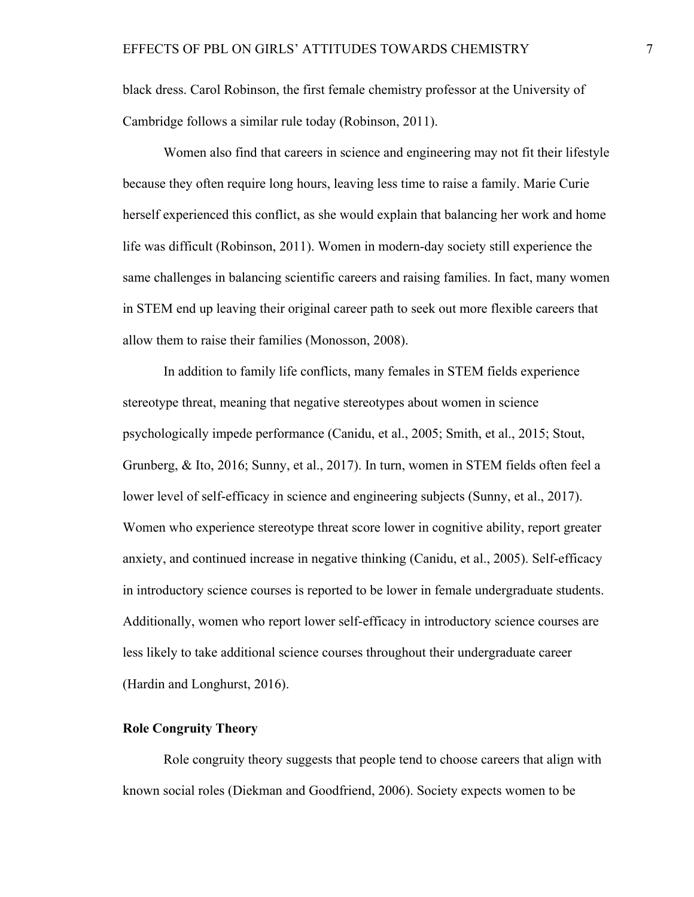black dress. Carol Robinson, the first female chemistry professor at the University of Cambridge follows a similar rule today (Robinson, 2011).

Women also find that careers in science and engineering may not fit their lifestyle because they often require long hours, leaving less time to raise a family. Marie Curie herself experienced this conflict, as she would explain that balancing her work and home life was difficult (Robinson, 2011). Women in modern-day society still experience the same challenges in balancing scientific careers and raising families. In fact, many women in STEM end up leaving their original career path to seek out more flexible careers that allow them to raise their families (Monosson, 2008).

In addition to family life conflicts, many females in STEM fields experience stereotype threat, meaning that negative stereotypes about women in science psychologically impede performance (Canidu, et al., 2005; Smith, et al., 2015; Stout, Grunberg, & Ito, 2016; Sunny, et al., 2017). In turn, women in STEM fields often feel a lower level of self-efficacy in science and engineering subjects (Sunny, et al., 2017). Women who experience stereotype threat score lower in cognitive ability, report greater anxiety, and continued increase in negative thinking (Canidu, et al., 2005). Self-efficacy in introductory science courses is reported to be lower in female undergraduate students. Additionally, women who report lower self-efficacy in introductory science courses are less likely to take additional science courses throughout their undergraduate career (Hardin and Longhurst, 2016).

## Role Congruity Theory

Role congruity theory suggests that people tend to choose careers that align with known social roles (Diekman and Goodfriend, 2006). Society expects women to be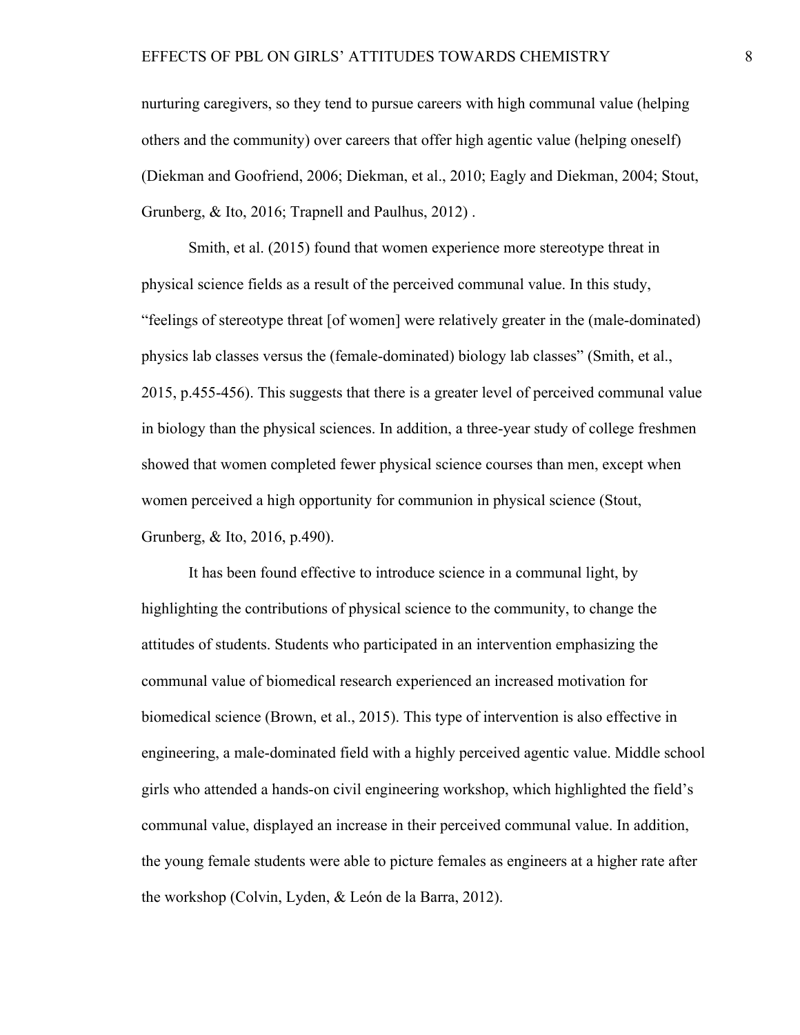nurturing caregivers, so they tend to pursue careers with high communal value (helping others and the community) over careers that offer high agentic value (helping oneself) (Diekman and Goofriend, 2006; Diekman, et al., 2010; Eagly and Diekman, 2004; Stout, Grunberg, & Ito, 2016; Trapnell and Paulhus, 2012) .

Smith, et al. (2015) found that women experience more stereotype threat in physical science fields as a result of the perceived communal value. In this study, "feelings of stereotype threat [of women] were relatively greater in the (male-dominated) physics lab classes versus the (female-dominated) biology lab classes" (Smith, et al., 2015, p.455-456). This suggests that there is a greater level of perceived communal value in biology than the physical sciences. In addition, a three-year study of college freshmen showed that women completed fewer physical science courses than men, except when women perceived a high opportunity for communion in physical science (Stout, Grunberg, & Ito, 2016, p.490).

It has been found effective to introduce science in a communal light, by highlighting the contributions of physical science to the community, to change the attitudes of students. Students who participated in an intervention emphasizing the communal value of biomedical research experienced an increased motivation for biomedical science (Brown, et al., 2015). This type of intervention is also effective in engineering, a male-dominated field with a highly perceived agentic value. Middle school girls who attended a hands-on civil engineering workshop, which highlighted the field's communal value, displayed an increase in their perceived communal value. In addition, the young female students were able to picture females as engineers at a higher rate after the workshop (Colvin, Lyden, & León de la Barra, 2012).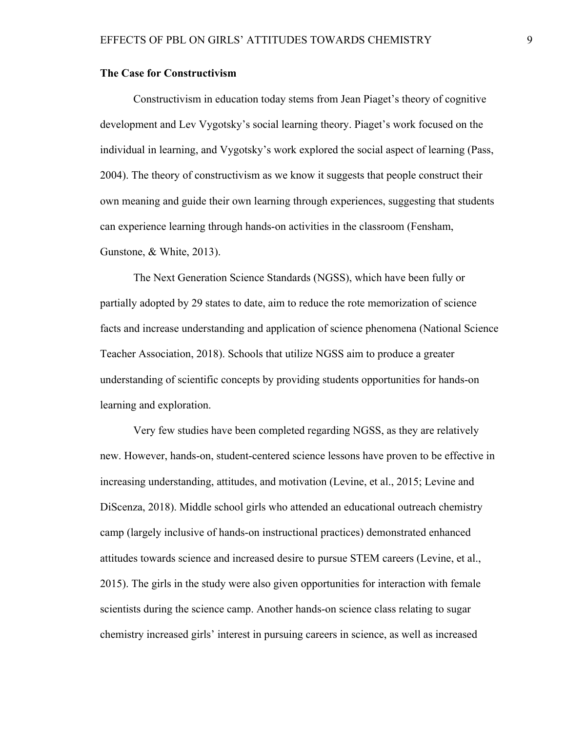## The Case for Constructivism

Constructivism in education today stems from Jean Piaget's theory of cognitive development and Lev Vygotsky's social learning theory. Piaget's work focused on the individual in learning, and Vygotsky's work explored the social aspect of learning (Pass, 2004). The theory of constructivism as we know it suggests that people construct their own meaning and guide their own learning through experiences, suggesting that students can experience learning through hands-on activities in the classroom (Fensham, Gunstone, & White, 2013).

The Next Generation Science Standards (NGSS), which have been fully or partially adopted by 29 states to date, aim to reduce the rote memorization of science facts and increase understanding and application of science phenomena (National Science Teacher Association, 2018). Schools that utilize NGSS aim to produce a greater understanding of scientific concepts by providing students opportunities for hands-on learning and exploration.

Very few studies have been completed regarding NGSS, as they are relatively new. However, hands-on, student-centered science lessons have proven to be effective in increasing understanding, attitudes, and motivation (Levine, et al., 2015; Levine and DiScenza, 2018). Middle school girls who attended an educational outreach chemistry camp (largely inclusive of hands-on instructional practices) demonstrated enhanced attitudes towards science and increased desire to pursue STEM careers (Levine, et al., 2015). The girls in the study were also given opportunities for interaction with female scientists during the science camp. Another hands-on science class relating to sugar chemistry increased girls' interest in pursuing careers in science, as well as increased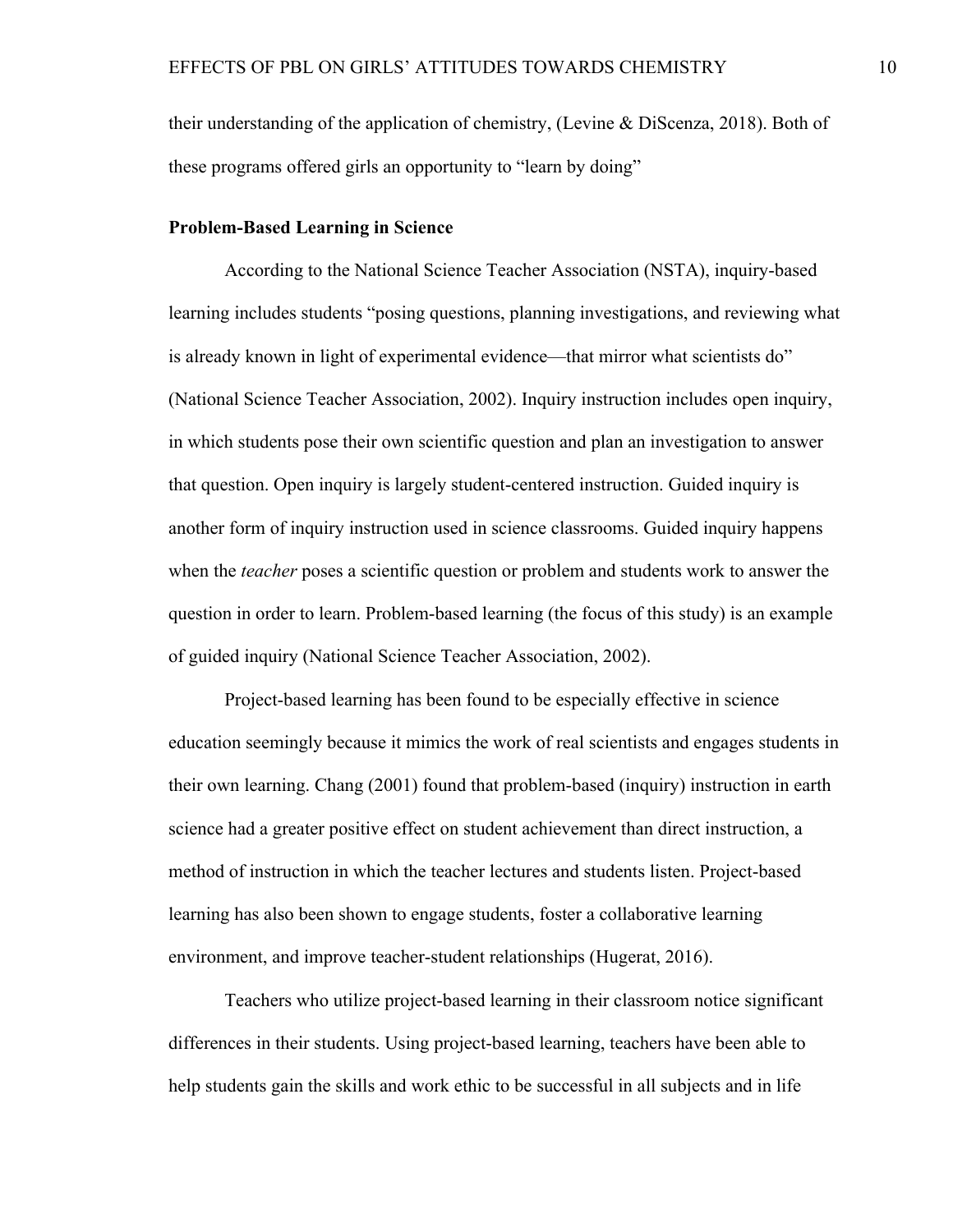their understanding of the application of chemistry, (Levine & DiScenza, 2018). Both of these programs offered girls an opportunity to "learn by doing"

**Problem-Based Learning in Science**

According to the National Science Teacher Association (NSTA), inquiry-based learning includes students "posing questions, planning investigations, and reviewing what is already known in light of experimental evidence—that mirror what scientists do" (National Science Teacher Association, 2002). Inquiry instruction includes open inquiry, in which students pose their own scientific question and plan an investigation to answer that question. Open inquiry is largely student-centered instruction. Guided inquiry is another form of inquiry instruction used in science classrooms. Guided inquiry happens when the *teacher* poses a scientific question or problem and students work to answer the question in order to learn. Problem-based learning (the focus of this study) is an example of guided inquiry (National Science Teacher Association, 2002).

Project-based learning has been found to be especially effective in science education seemingly because it mimics the work of real scientists and engages students in their own learning. Chang (2001) found that problem-based (inquiry) instruction in earth science had a greater positive effect on student achievement than direct instruction, a method of instruction in which the teacher lectures and students listen. Project-based learning has also been shown to engage students, foster a collaborative learning environment, and improve teacher-student relationships (Hugerat, 2016).

Teachers who utilize project-based learning in their classroom notice significant differences in their students. Using project-based learning, teachers have been able to help students gain the skills and work ethic to be successful in all subjects and in life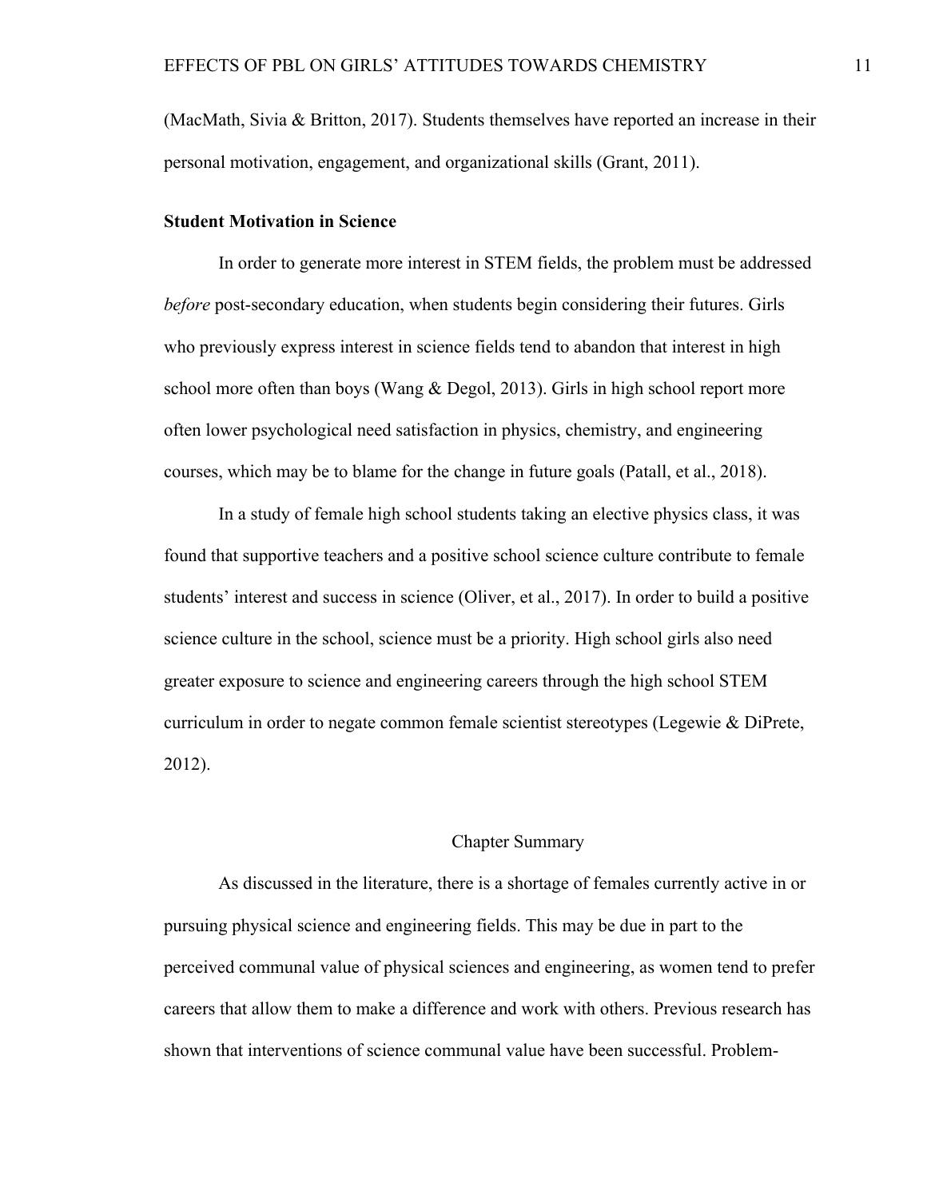(MacMath, Sivia & Britton, 2017). Students themselves have reported an increase in their personal motivation, engagement, and organizational skills (Grant, 2011).

**Student Motivation in Science**

In order to generate more interest in STEM fields, the problem must be addressed *before* post-secondary education, when students begin considering their futures. Girls who previously express interest in science fields tend to abandon that interest in high school more often than boys (Wang & Degol, 2013). Girls in high school report more often lower psychological need satisfaction in physics, chemistry, and engineering courses, which may be to blame for the change in future goals (Patall, et al., 2018).

In a study of female high school students taking an elective physics class, it was found that supportive teachers and a positive school science culture contribute to female students' interest and success in science (Oliver, et al., 2017). In order to build a positive science culture in the school, science must be a priority. High school girls also need greater exposure to science and engineering careers through the high school STEM curriculum in order to negate common female scientist stereotypes (Legewie & DiPrete, 2012).

## Chapter Summary

As discussed in the literature, there is a shortage of females currently active in or pursuing physical science and engineering fields. This may be due in part to the perceived communal value of physical sciences and engineering, as women tend to prefer careers that allow them to make a difference and work with others. Previous research has shown that interventions of science communal value have been successful. Problem-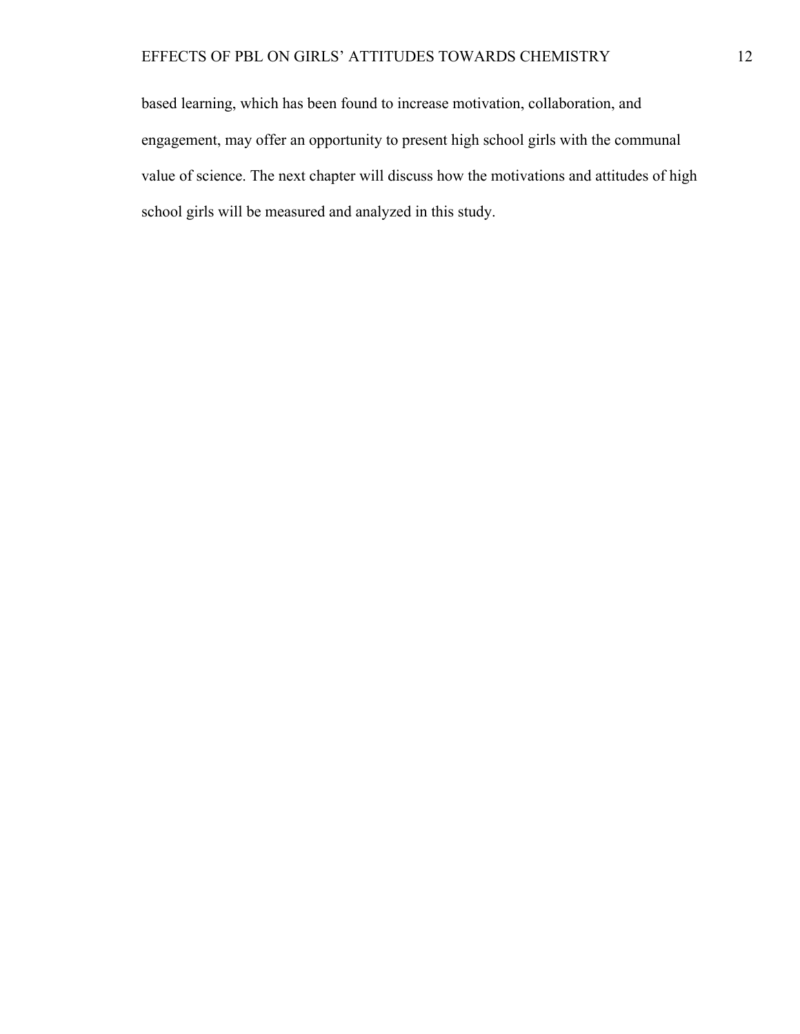based learning, which has been found to increase motivation, collaboration, and engagement, may offer an opportunity to present high school girls with the communal value of science. The next chapter will discuss how the motivations and attitudes of high school girls will be measured and analyzed in this study.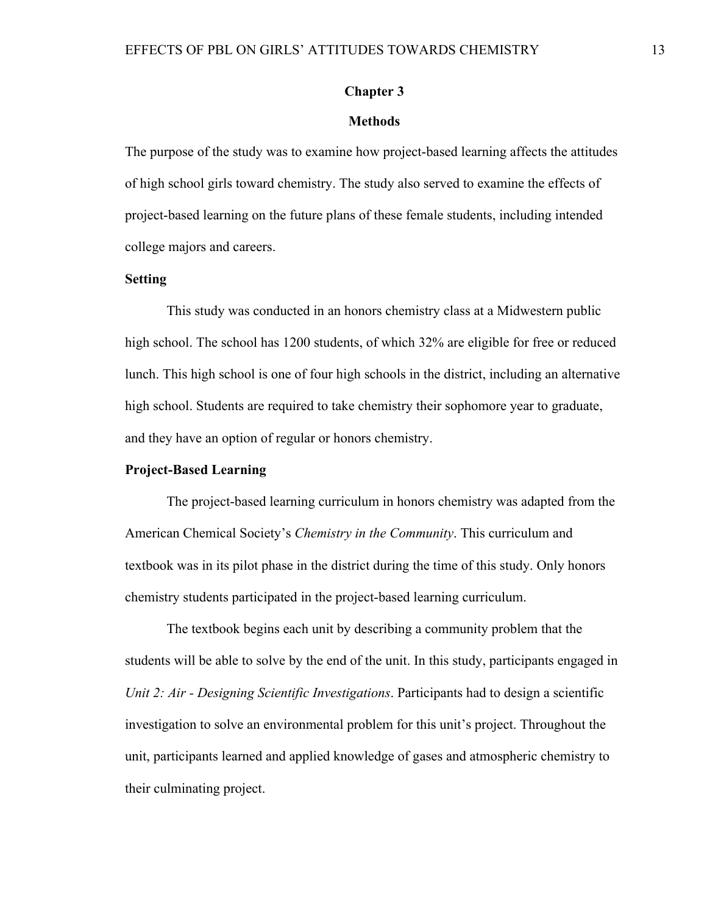# Chapter 3

## Methods

The purpose of the study was to examine how project-based learning affects the attitudes of high school girls toward chemistry. The study also served to examine the effects of project-based learning on the future plans of these female students, including intended college majors and careers.

### Setting

This study was conducted in an honors chemistry class at a Midwestern public high school. The school has 1200 students, of which 32% are eligible for free or reduced lunch. This high school is one of four high schools in the district, including an alternative high school. Students are required to take chemistry their sophomore year to graduate, and they have an option of regular or honors chemistry.

### Project-Based Learning

The project-based learning curriculum in honors chemistry was adapted from the American Chemical Society's *Chemistry in the Community*. This curriculum and textbook was in its pilot phase in the district during the time of this study. Only honors chemistry students participated in the project-based learning curriculum.

The textbook begins each unit by describing a community problem that the students will be able to solve by the end of the unit. In this study, participants engaged in *Unit 2: Air - Designing Scientific Investigations*. Participants had to design a scientific investigation to solve an environmental problem for this unit's project. Throughout the unit, participants learned and applied knowledge of gases and atmospheric chemistry to their culminating project.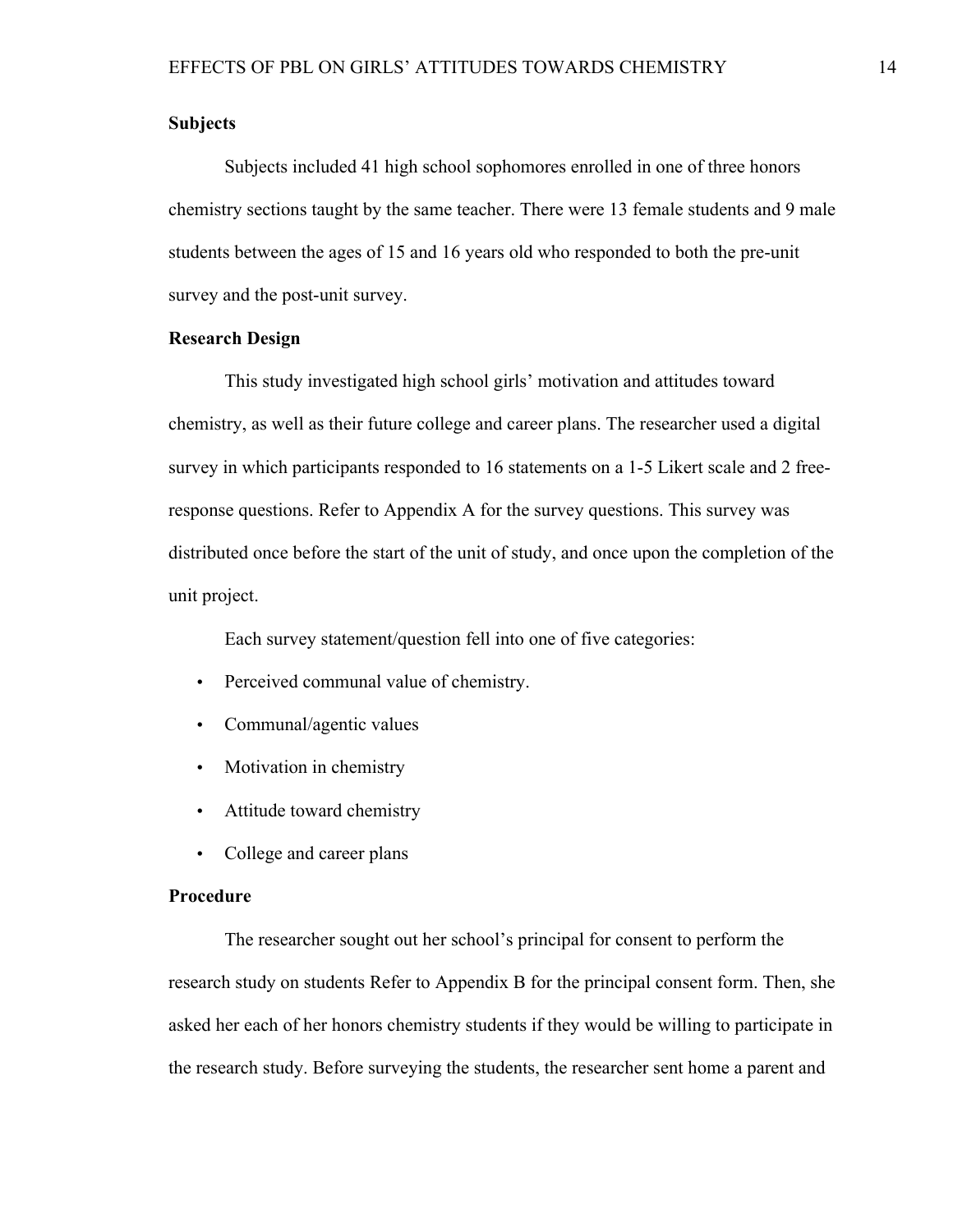**Subjects**

Subjects included 41 high school sophomores enrolled in one of three honors chemistry sections taught by the same teacher. There were 13 female students and 9 male students between the ages of 15 and 16 years old who responded to both the pre-unit survey and the post-unit survey.

**Research Design**

This study investigated high school girls' motivation and attitudes toward chemistry, as well as their future college and career plans. The researcher used a digital survey in which participants responded to 16 statements on a 1-5 Likert scale and 2 free-response questions. Refer to Appendix A for the survey questions. This survey was distributed once before the start of the unit of study, and once upon the completion of the unit project.

Each survey statement/question fell into one of five categories:

- Perceived communal value of chemistry.
- Communal/agentic values
- Motivation in chemistry
- Attitude toward chemistry
- College and career plans

**Procedure**

The researcher sought out her school's principal for consent to perform the research study on students Refer to Appendix B for the principal consent form. Then, she asked her each of her honors chemistry students if they would be willing to participate in the research study. Before surveying the students, the researcher sent home a parent and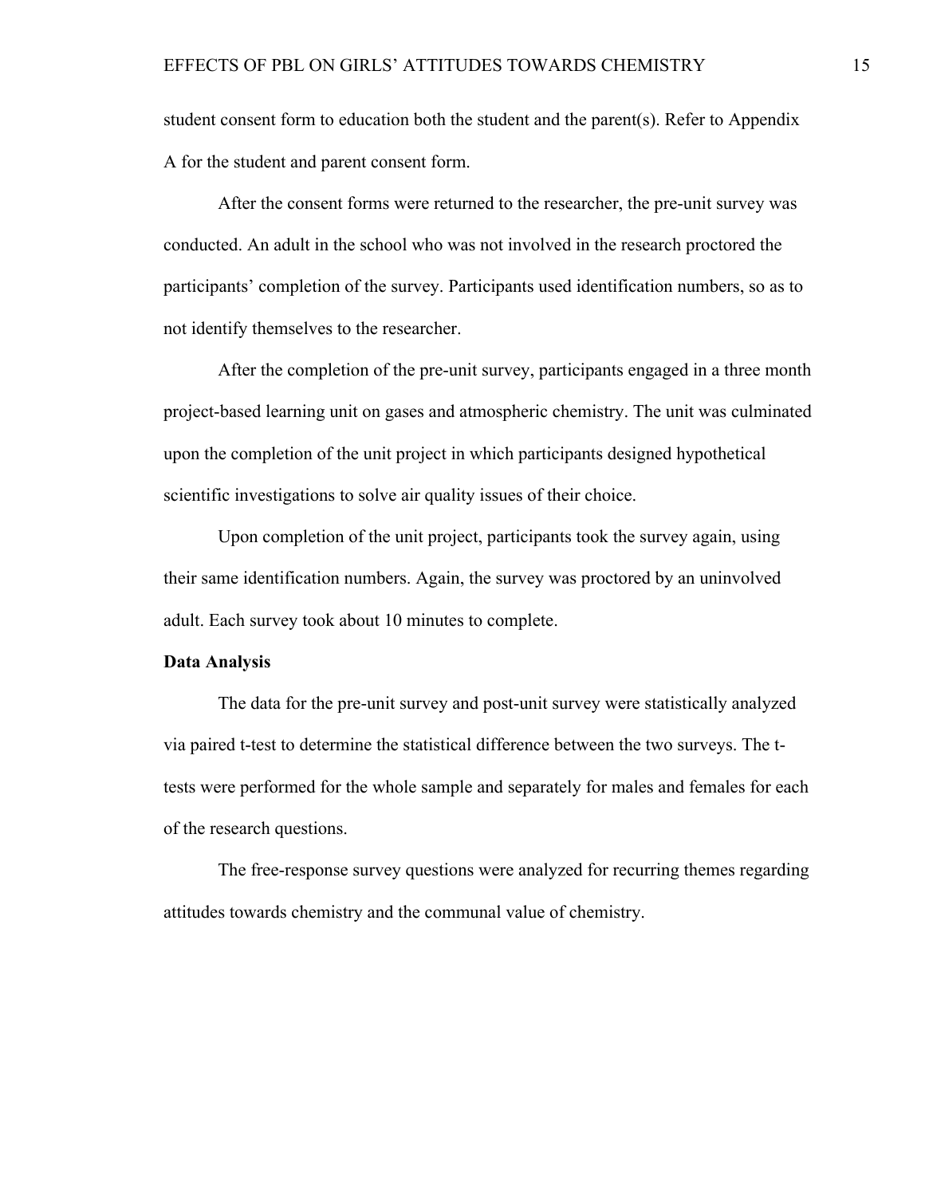student consent form to education both the student and the parent(s). Refer to Appendix A for the student and parent consent form.

After the consent forms were returned to the researcher, the pre-unit survey was conducted. An adult in the school who was not involved in the research proctored the participants' completion of the survey. Participants used identification numbers, so as to not identify themselves to the researcher.

After the completion of the pre-unit survey, participants engaged in a three month project-based learning unit on gases and atmospheric chemistry. The unit was culminated upon the completion of the unit project in which participants designed hypothetical scientific investigations to solve air quality issues of their choice.

Upon completion of the unit project, participants took the survey again, using their same identification numbers. Again, the survey was proctored by an uninvolved adult. Each survey took about 10 minutes to complete.

**Data Analysis**

The data for the pre-unit survey and post-unit survey were statistically analyzed via paired t-test to determine the statistical difference between the two surveys. The t-tests were performed for the whole sample and separately for males and females for each of the research questions.

The free-response survey questions were analyzed for recurring themes regarding attitudes towards chemistry and the communal value of chemistry.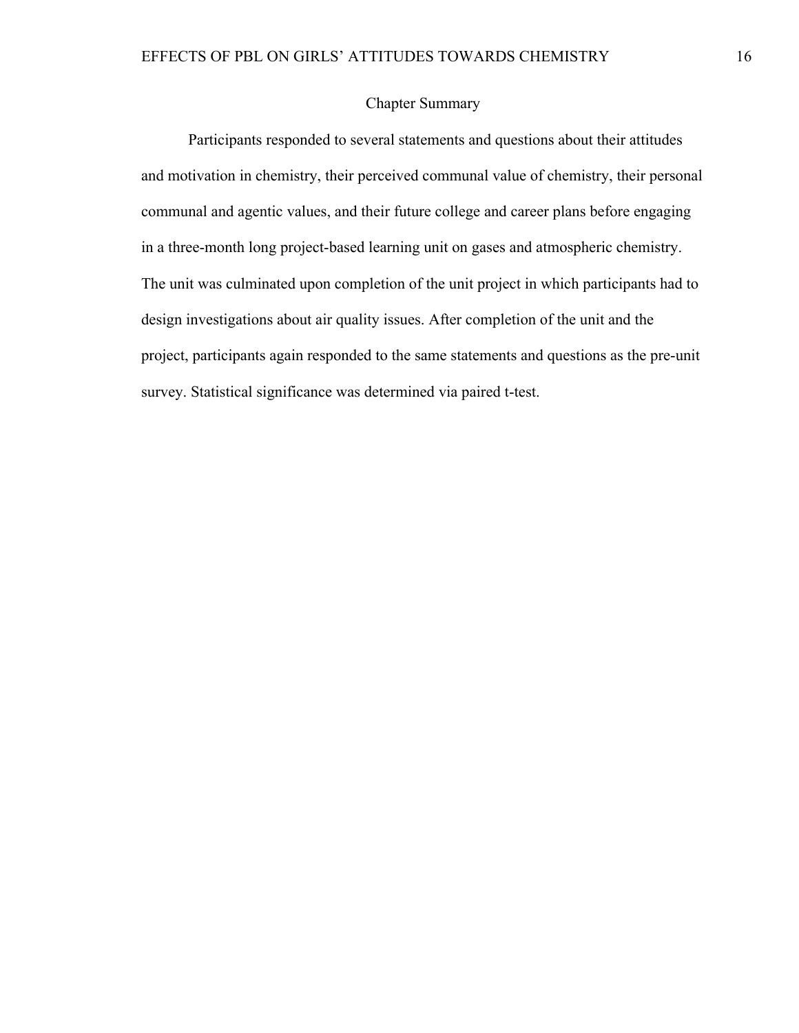## Chapter Summary

Participants responded to several statements and questions about their attitudes and motivation in chemistry, their perceived communal value of chemistry, their personal communal and agentic values, and their future college and career plans before engaging in a three-month long project-based learning unit on gases and atmospheric chemistry. The unit was culminated upon completion of the unit project in which participants had to design investigations about air quality issues. After completion of the unit and the project, participants again responded to the same statements and questions as the pre-unit survey. Statistical significance was determined via paired t-test.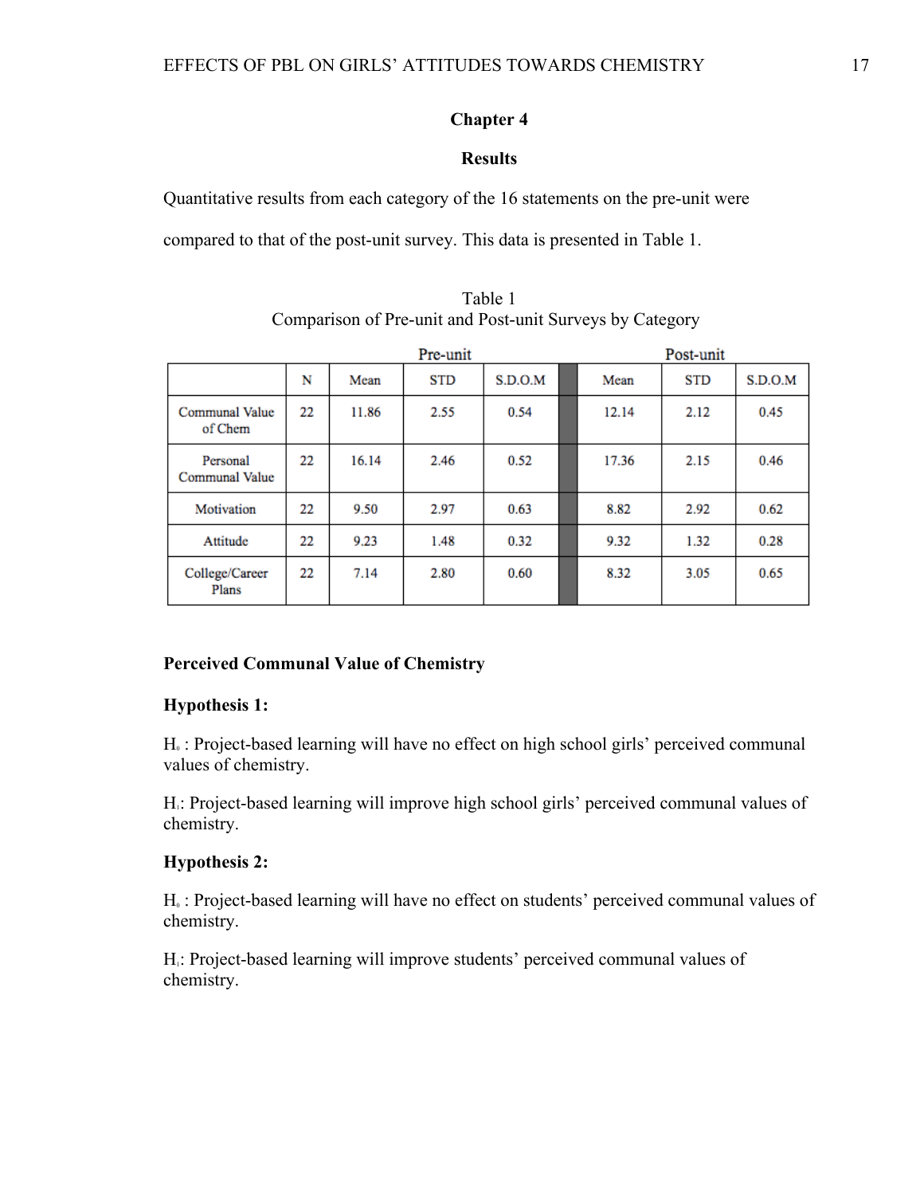## Chapter 4

## Results

Quantitative results from each category of the 16 statements on the pre-unit were compared to that of the post-unit survey. This data is presented in Table 1.

Table 1
Comparison of Pre-unit and Post-unit Surveys by Category

| | Pre-unit | | | | Post-unit | | |
|---|---|---|---|---|---|---|---|
| | N | Mean | STD | S.D.O.M | Mean | STD | S.D.O.M |
| Communal Value of Chem | 22 | 11.86 | 2.55 | 0.54 | 12.14 | 2.12 | 0.45 |
| Personal Communal Value | 22 | 16.14 | 2.46 | 0.52 | 17.36 | 2.15 | 0.46 |
| Motivation | 22 | 9.50 | 2.97 | 0.63 | 8.82 | 2.92 | 0.62 |
| Attitude | 22 | 9.23 | 1.48 | 0.32 | 9.32 | 1.32 | 0.28 |
| College/Career Plans | 22 | 7.14 | 2.80 | 0.60 | 8.32 | 3.05 | 0.65 |

**Perceived Communal Value of Chemistry**

**Hypothesis 1:**

$H_0$ : Project-based learning will have no effect on high school girls' perceived communal values of chemistry.

$H_1$: Project-based learning will improve high school girls' perceived communal values of chemistry.

**Hypothesis 2:**

$H_0$ : Project-based learning will have no effect on students' perceived communal values of chemistry.

$H_1$: Project-based learning will improve students' perceived communal values of chemistry.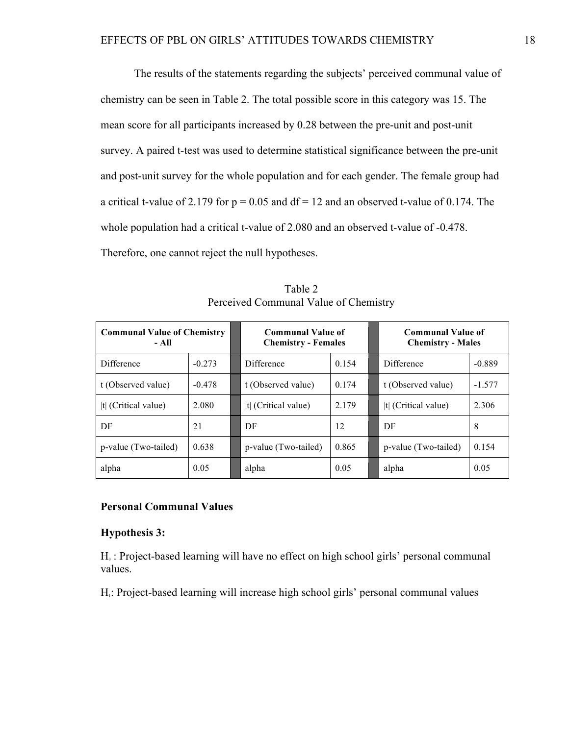The results of the statements regarding the subjects' perceived communal value of chemistry can be seen in Table 2. The total possible score in this category was 15. The mean score for all participants increased by 0.28 between the pre-unit and post-unit survey. A paired t-test was used to determine statistical significance between the pre-unit and post-unit survey for the whole population and for each gender. The female group had a critical t-value of 2.179 for $p = 0.05$ and $df = 12$ and an observed t-value of 0.174. The whole population had a critical t-value of 2.080 and an observed t-value of -0.478. Therefore, one cannot reject the null hypotheses.

Table 2
Perceived Communal Value of Chemistry

| **Communal Value of Chemistry - All** | | | **Communal Value of Chemistry - Females** | | | **Communal Value of Chemistry - Males** | |
|---|---|---|---|---|---|---|---|
| Difference | -0.273 | | Difference | 0.154 | | Difference | -0.889 |
| t (Observed value) | -0.478 | | t (Observed value) | 0.174 | | t (Observed value) | -1.577 |
| \|t\| (Critical value) | 2.080 | | \|t\| (Critical value) | 2.179 | | \|t\| (Critical value) | 2.306 |
| DF | 21 | | DF | 12 | | DF | 8 |
| p-value (Two-tailed) | 0.638 | | p-value (Two-tailed) | 0.865 | | p-value (Two-tailed) | 0.154 |
| alpha | 0.05 | | alpha | 0.05 | | alpha | 0.05 |

**Personal Communal Values**

**Hypothesis 3:**

$H_0$ : Project-based learning will have no effect on high school girls' personal communal values.

$H_1$: Project-based learning will increase high school girls' personal communal values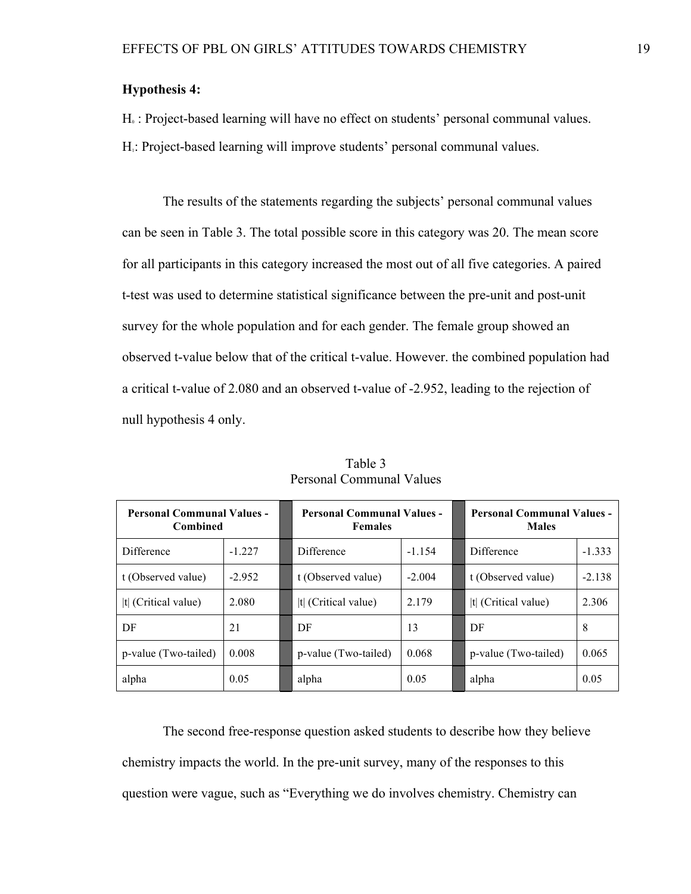**Hypothesis 4:**

$H_0$ : Project-based learning will have no effect on students' personal communal values.

$H_1$: Project-based learning will improve students' personal communal values.

The results of the statements regarding the subjects' personal communal values can be seen in Table 3. The total possible score in this category was 20. The mean score for all participants in this category increased the most out of all five categories. A paired t-test was used to determine statistical significance between the pre-unit and post-unit survey for the whole population and for each gender. The female group showed an observed t-value below that of the critical t-value. However. the combined population had a critical t-value of 2.080 and an observed t-value of -2.952, leading to the rejection of null hypothesis 4 only.

Table 3
Personal Communal Values

| Personal Communal Values - Combined | | | Personal Communal Values - Females | | | Personal Communal Values - Males | |
|---|---|---|---|---|---|---|---|
| Difference | -1.227 | | Difference | -1.154 | | Difference | -1.333 |
| t (Observed value) | -2.952 | | t (Observed value) | -2.004 | | t (Observed value) | -2.138 |
| \|t\| (Critical value) | 2.080 | | \|t\| (Critical value) | 2.179 | | \|t\| (Critical value) | 2.306 |
| DF | 21 | | DF | 13 | | DF | 8 |
| p-value (Two-tailed) | 0.008 | | p-value (Two-tailed) | 0.068 | | p-value (Two-tailed) | 0.065 |
| alpha | 0.05 | | alpha | 0.05 | | alpha | 0.05 |

The second free-response question asked students to describe how they believe chemistry impacts the world. In the pre-unit survey, many of the responses to this question were vague, such as "Everything we do involves chemistry. Chemistry can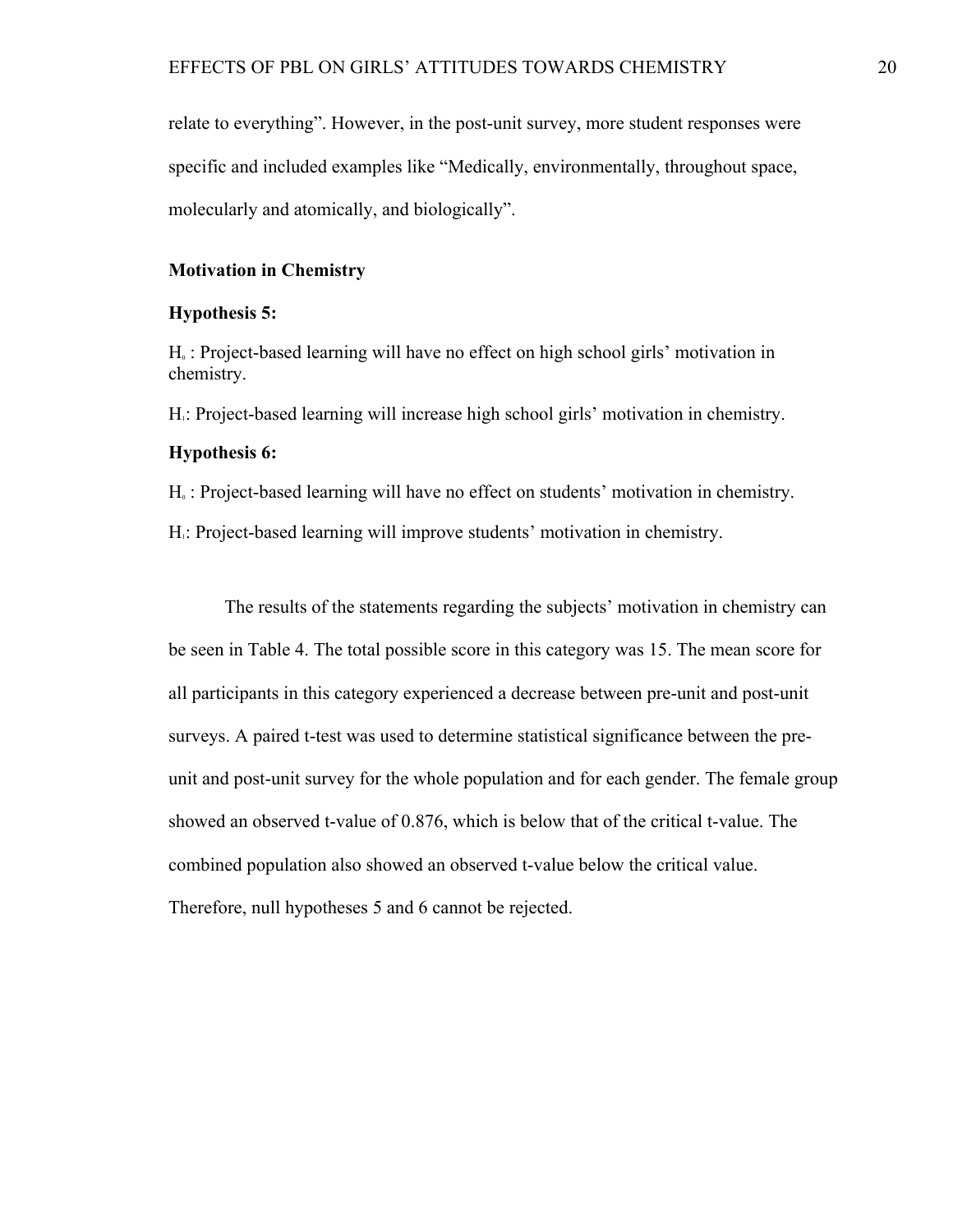relate to everything". However, in the post-unit survey, more student responses were specific and included examples like "Medically, environmentally, throughout space, molecularly and atomically, and biologically".

### Motivation in Chemistry

**Hypothesis 5:**

$H_0$ : Project-based learning will have no effect on high school girls' motivation in chemistry.

$H_1$: Project-based learning will increase high school girls' motivation in chemistry.

**Hypothesis 6:**

$H_0$ : Project-based learning will have no effect on students' motivation in chemistry.

$H_1$: Project-based learning will improve students' motivation in chemistry.

The results of the statements regarding the subjects' motivation in chemistry can be seen in Table 4. The total possible score in this category was 15. The mean score for all participants in this category experienced a decrease between pre-unit and post-unit surveys. A paired t-test was used to determine statistical significance between the pre-unit and post-unit survey for the whole population and for each gender. The female group showed an observed t-value of 0.876, which is below that of the critical t-value. The combined population also showed an observed t-value below the critical value. Therefore, null hypotheses 5 and 6 cannot be rejected.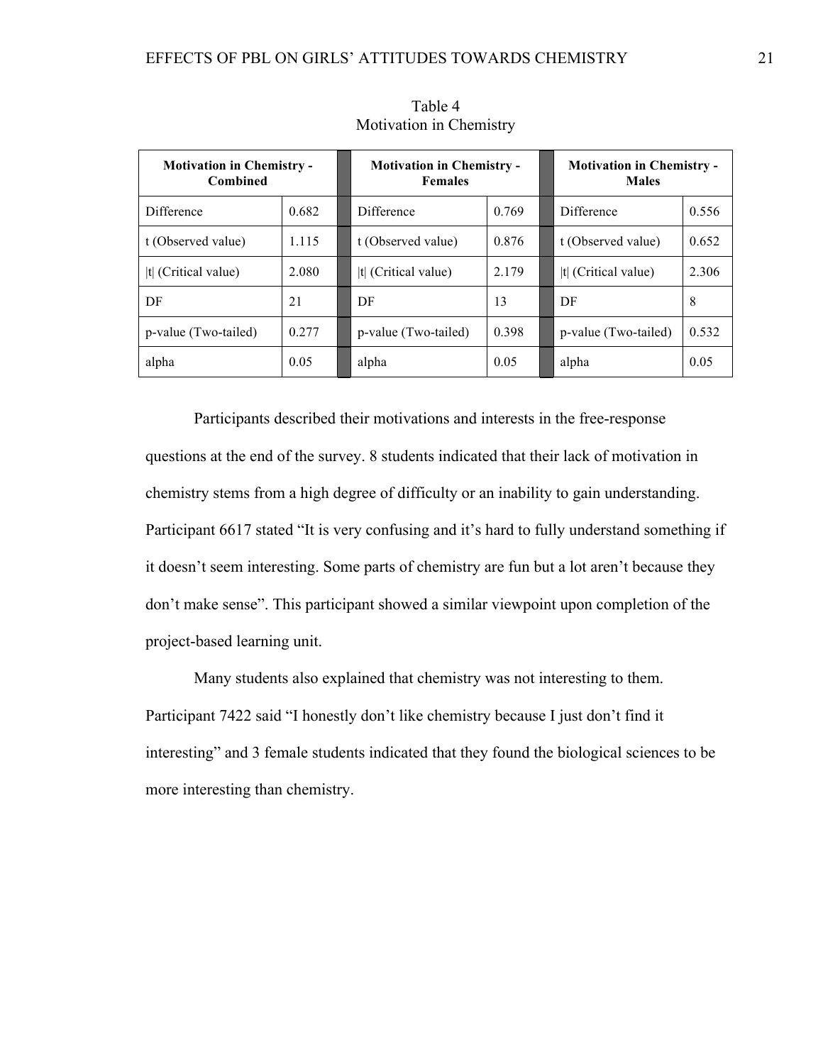Table 4
Motivation in Chemistry

| Motivation in Chemistry - Combined | | | Motivation in Chemistry - Females | | | Motivation in Chemistry - Males | |
|---|---|---|---|---|---|---|---|
| Difference | 0.682 | | Difference | 0.769 | | Difference | 0.556 |
| t (Observed value) | 1.115 | | t (Observed value) | 0.876 | | t (Observed value) | 0.652 |
| \|t\| (Critical value) | 2.080 | | \|t\| (Critical value) | 2.179 | | \|t\| (Critical value) | 2.306 |
| DF | 21 | | DF | 13 | | DF | 8 |
| p-value (Two-tailed) | 0.277 | | p-value (Two-tailed) | 0.398 | | p-value (Two-tailed) | 0.532 |
| alpha | 0.05 | | alpha | 0.05 | | alpha | 0.05 |

Participants described their motivations and interests in the free-response questions at the end of the survey. 8 students indicated that their lack of motivation in chemistry stems from a high degree of difficulty or an inability to gain understanding. Participant 6617 stated "It is very confusing and it's hard to fully understand something if it doesn't seem interesting. Some parts of chemistry are fun but a lot aren't because they don't make sense". This participant showed a similar viewpoint upon completion of the project-based learning unit.

Many students also explained that chemistry was not interesting to them. Participant 7422 said "I honestly don't like chemistry because I just don't find it interesting" and 3 female students indicated that they found the biological sciences to be more interesting than chemistry.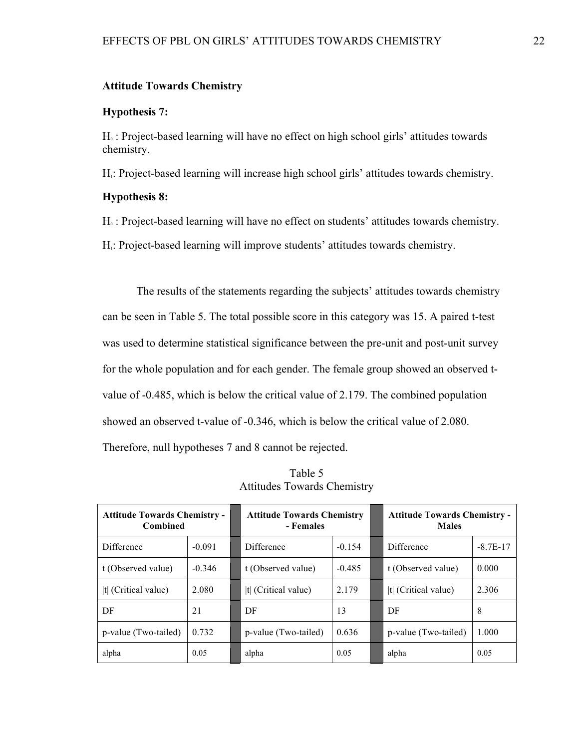**Attitude Towards Chemistry**

**Hypothesis 7:**

$H_0$ : Project-based learning will have no effect on high school girls' attitudes towards chemistry.

$H_1$: Project-based learning will increase high school girls' attitudes towards chemistry.

**Hypothesis 8:**

$H_0$ : Project-based learning will have no effect on students' attitudes towards chemistry.

$H_1$: Project-based learning will improve students' attitudes towards chemistry.

The results of the statements regarding the subjects' attitudes towards chemistry can be seen in Table 5. The total possible score in this category was 15. A paired t-test was used to determine statistical significance between the pre-unit and post-unit survey for the whole population and for each gender. The female group showed an observed t-value of -0.485, which is below the critical value of 2.179. The combined population showed an observed t-value of -0.346, which is below the critical value of 2.080. Therefore, null hypotheses 7 and 8 cannot be rejected.

Table 5
Attitudes Towards Chemistry

| **Attitude Towards Chemistry - Combined** | | | **Attitude Towards Chemistry - Females** | | | **Attitude Towards Chemistry - Males** | |
|---|---|---|---|---|---|---|---|
| Difference | -0.091 | | Difference | -0.154 | | Difference | -8.7E-17 |
| t (Observed value) | -0.346 | | t (Observed value) | -0.485 | | t (Observed value) | 0.000 |
| \|t\| (Critical value) | 2.080 | | \|t\| (Critical value) | 2.179 | | \|t\| (Critical value) | 2.306 |
| DF | 21 | | DF | 13 | | DF | 8 |
| p-value (Two-tailed) | 0.732 | | p-value (Two-tailed) | 0.636 | | p-value (Two-tailed) | 1.000 |
| alpha | 0.05 | | alpha | 0.05 | | alpha | 0.05 |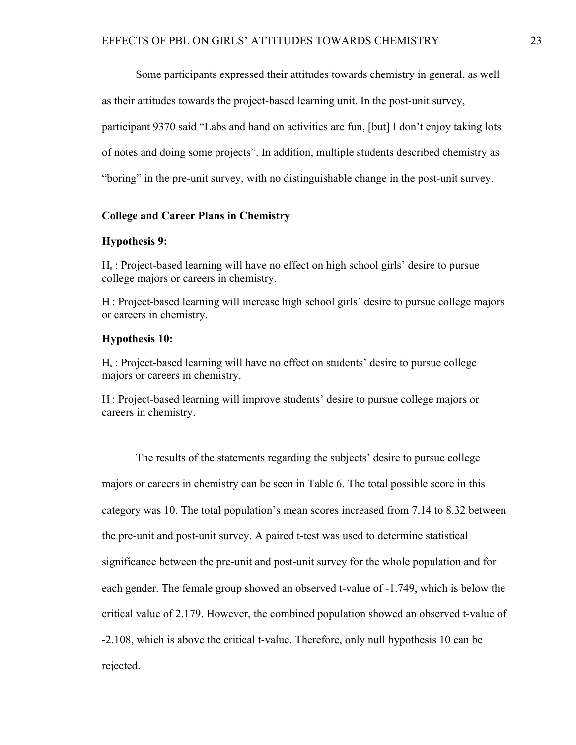Some participants expressed their attitudes towards chemistry in general, as well as their attitudes towards the project-based learning unit. In the post-unit survey, participant 9370 said "Labs and hand on activities are fun, [but] I don't enjoy taking lots of notes and doing some projects". In addition, multiple students described chemistry as "boring" in the pre-unit survey, with no distinguishable change in the post-unit survey.

**College and Career Plans in Chemistry**

**Hypothesis 9:**

$H_0$ : Project-based learning will have no effect on high school girls' desire to pursue college majors or careers in chemistry.

$H_1$: Project-based learning will increase high school girls' desire to pursue college majors or careers in chemistry.

**Hypothesis 10:**

$H_0$ : Project-based learning will have no effect on students' desire to pursue college majors or careers in chemistry.

$H_1$: Project-based learning will improve students' desire to pursue college majors or careers in chemistry.

The results of the statements regarding the subjects' desire to pursue college majors or careers in chemistry can be seen in Table 6. The total possible score in this category was 10. The total population's mean scores increased from 7.14 to 8.32 between the pre-unit and post-unit survey. A paired t-test was used to determine statistical significance between the pre-unit and post-unit survey for the whole population and for each gender. The female group showed an observed t-value of -1.749, which is below the critical value of 2.179. However, the combined population showed an observed t-value of -2.108, which is above the critical t-value. Therefore, only null hypothesis 10 can be rejected.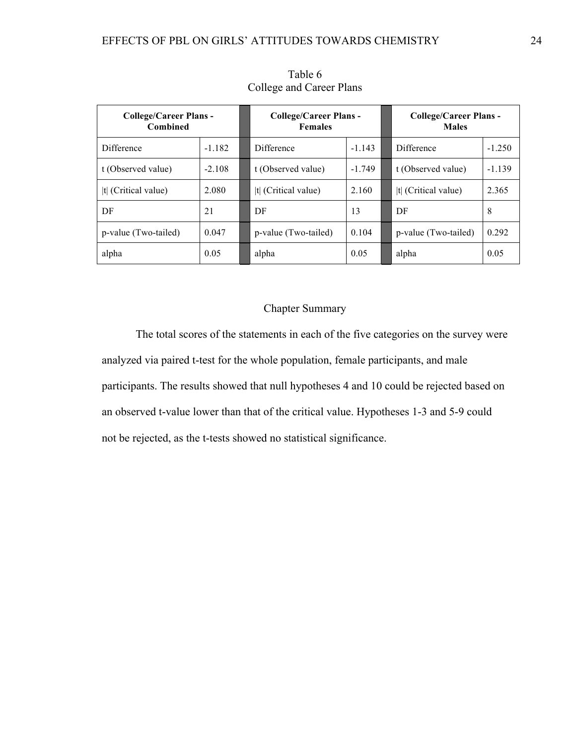Table 6
College and Career Plans

| College/Career Plans - Combined | | College/Career Plans - Females | | College/Career Plans - Males | |
|---|---|---|---|---|---|
| Difference | -1.182 | Difference | -1.143 | Difference | -1.250 |
| t (Observed value) | -2.108 | t (Observed value) | -1.749 | t (Observed value) | -1.139 |
| \|t\| (Critical value) | 2.080 | \|t\| (Critical value) | 2.160 | \|t\| (Critical value) | 2.365 |
| DF | 21 | DF | 13 | DF | 8 |
| p-value (Two-tailed) | 0.047 | p-value (Two-tailed) | 0.104 | p-value (Two-tailed) | 0.292 |
| alpha | 0.05 | alpha | 0.05 | alpha | 0.05 |

## Chapter Summary

The total scores of the statements in each of the five categories on the survey were analyzed via paired t-test for the whole population, female participants, and male participants. The results showed that null hypotheses 4 and 10 could be rejected based on an observed t-value lower than that of the critical value. Hypotheses 1-3 and 5-9 could not be rejected, as the t-tests showed no statistical significance.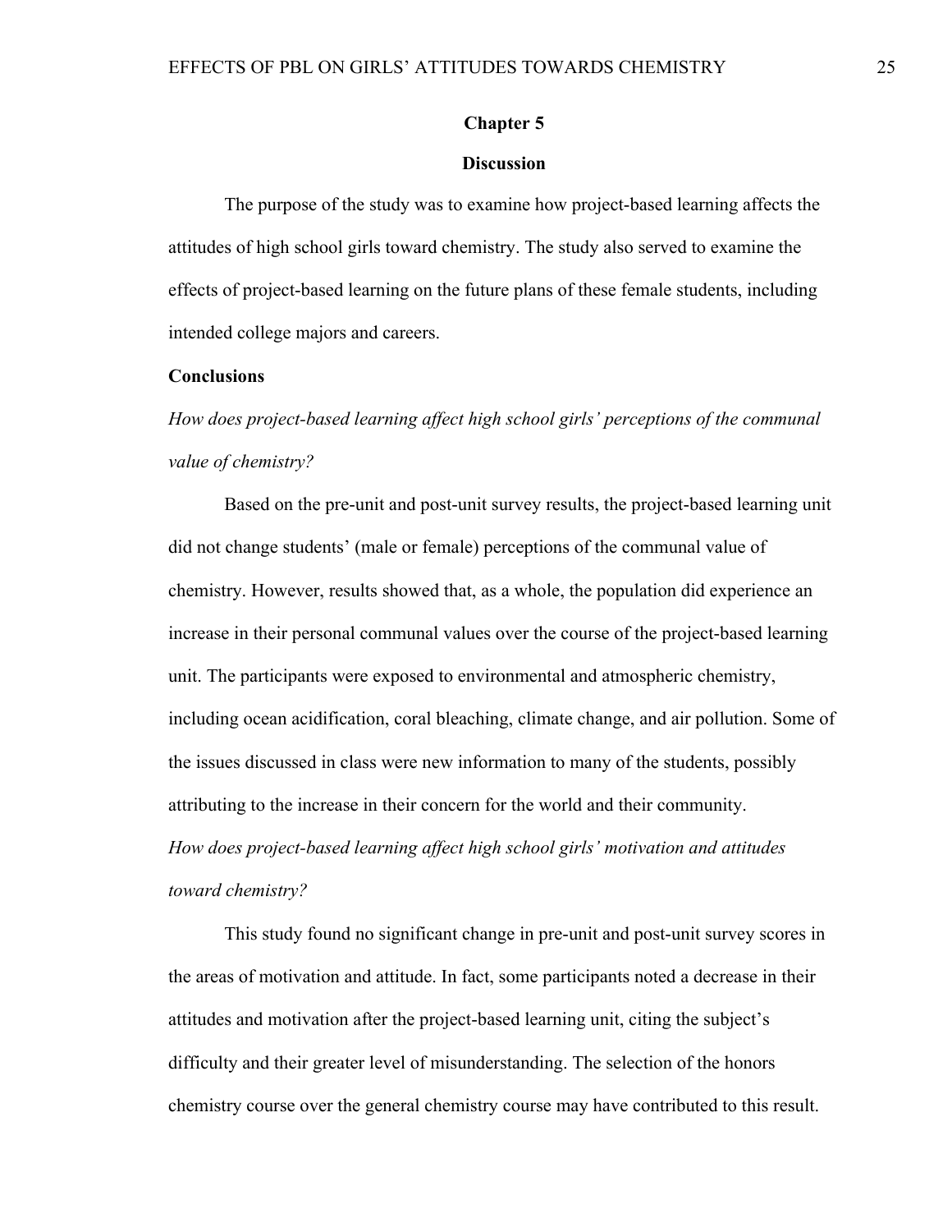# Chapter 5

## Discussion

The purpose of the study was to examine how project-based learning affects the attitudes of high school girls toward chemistry. The study also served to examine the effects of project-based learning on the future plans of these female students, including intended college majors and careers.

### Conclusions

*How does project-based learning affect high school girls' perceptions of the communal value of chemistry?*

Based on the pre-unit and post-unit survey results, the project-based learning unit did not change students' (male or female) perceptions of the communal value of chemistry. However, results showed that, as a whole, the population did experience an increase in their personal communal values over the course of the project-based learning unit. The participants were exposed to environmental and atmospheric chemistry, including ocean acidification, coral bleaching, climate change, and air pollution. Some of the issues discussed in class were new information to many of the students, possibly attributing to the increase in their concern for the world and their community.

*How does project-based learning affect high school girls' motivation and attitudes toward chemistry?*

This study found no significant change in pre-unit and post-unit survey scores in the areas of motivation and attitude. In fact, some participants noted a decrease in their attitudes and motivation after the project-based learning unit, citing the subject's difficulty and their greater level of misunderstanding. The selection of the honors chemistry course over the general chemistry course may have contributed to this result.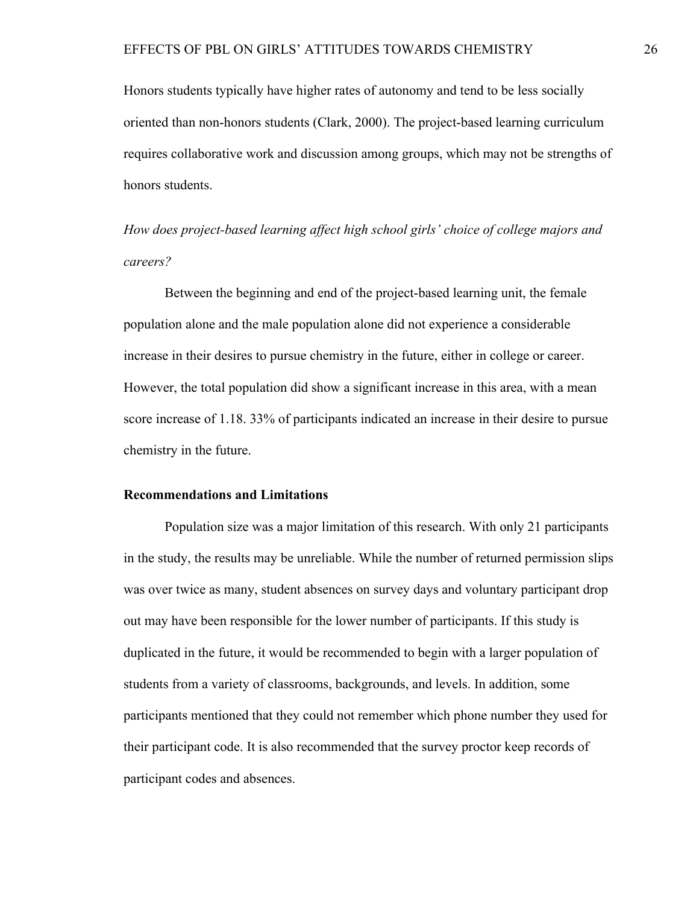Honors students typically have higher rates of autonomy and tend to be less socially oriented than non-honors students (Clark, 2000). The project-based learning curriculum requires collaborative work and discussion among groups, which may not be strengths of honors students.

*How does project-based learning affect high school girls' choice of college majors and careers?*

Between the beginning and end of the project-based learning unit, the female population alone and the male population alone did not experience a considerable increase in their desires to pursue chemistry in the future, either in college or career. However, the total population did show a significant increase in this area, with a mean score increase of 1.18. 33% of participants indicated an increase in their desire to pursue chemistry in the future.

**Recommendations and Limitations**

Population size was a major limitation of this research. With only 21 participants in the study, the results may be unreliable. While the number of returned permission slips was over twice as many, student absences on survey days and voluntary participant drop out may have been responsible for the lower number of participants. If this study is duplicated in the future, it would be recommended to begin with a larger population of students from a variety of classrooms, backgrounds, and levels. In addition, some participants mentioned that they could not remember which phone number they used for their participant code. It is also recommended that the survey proctor keep records of participant codes and absences.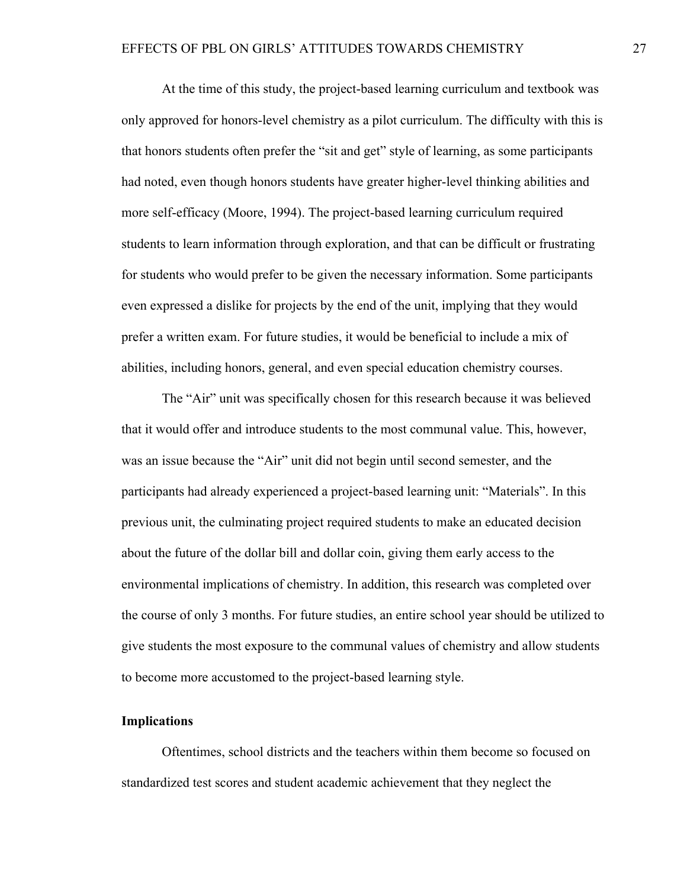At the time of this study, the project-based learning curriculum and textbook was only approved for honors-level chemistry as a pilot curriculum. The difficulty with this is that honors students often prefer the “sit and get” style of learning, as some participants had noted, even though honors students have greater higher-level thinking abilities and more self-efficacy (Moore, 1994). The project-based learning curriculum required students to learn information through exploration, and that can be difficult or frustrating for students who would prefer to be given the necessary information. Some participants even expressed a dislike for projects by the end of the unit, implying that they would prefer a written exam. For future studies, it would be beneficial to include a mix of abilities, including honors, general, and even special education chemistry courses.

The “Air” unit was specifically chosen for this research because it was believed that it would offer and introduce students to the most communal value. This, however, was an issue because the “Air” unit did not begin until second semester, and the participants had already experienced a project-based learning unit: “Materials”. In this previous unit, the culminating project required students to make an educated decision about the future of the dollar bill and dollar coin, giving them early access to the environmental implications of chemistry. In addition, this research was completed over the course of only 3 months. For future studies, an entire school year should be utilized to give students the most exposure to the communal values of chemistry and allow students to become more accustomed to the project-based learning style.

## Implications

Oftentimes, school districts and the teachers within them become so focused on standardized test scores and student academic achievement that they neglect the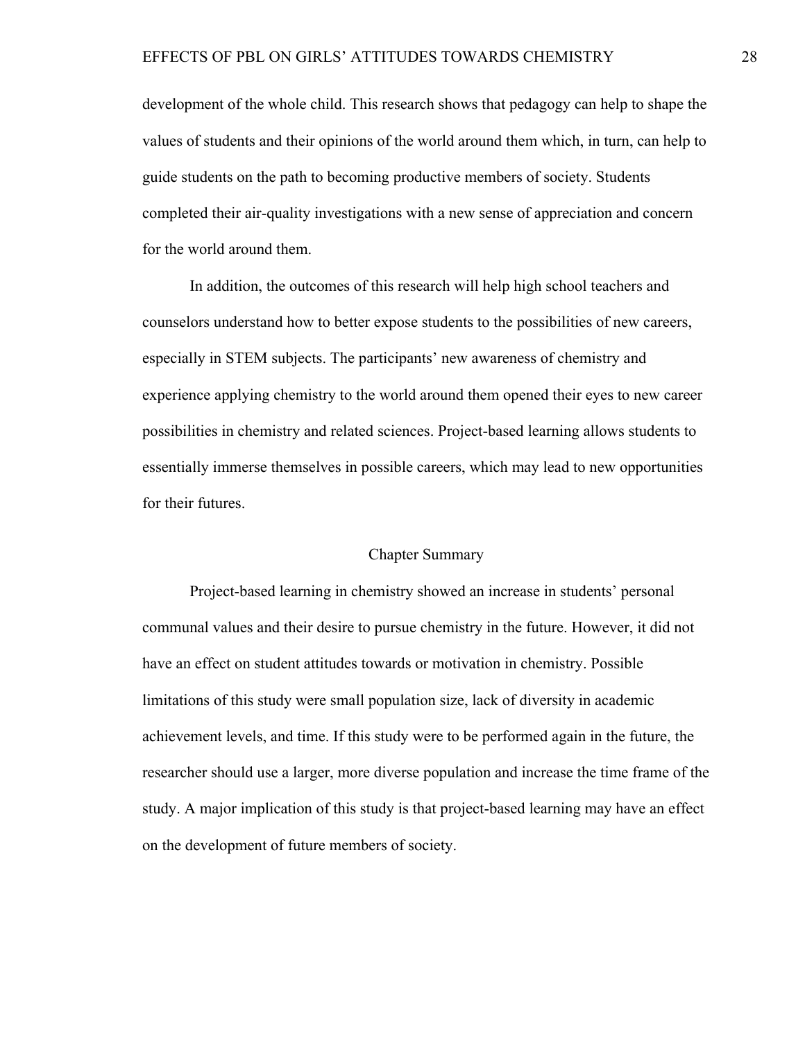development of the whole child. This research shows that pedagogy can help to shape the values of students and their opinions of the world around them which, in turn, can help to guide students on the path to becoming productive members of society. Students completed their air-quality investigations with a new sense of appreciation and concern for the world around them.

In addition, the outcomes of this research will help high school teachers and counselors understand how to better expose students to the possibilities of new careers, especially in STEM subjects. The participants' new awareness of chemistry and experience applying chemistry to the world around them opened their eyes to new career possibilities in chemistry and related sciences. Project-based learning allows students to essentially immerse themselves in possible careers, which may lead to new opportunities for their futures.

## Chapter Summary

Project-based learning in chemistry showed an increase in students' personal communal values and their desire to pursue chemistry in the future. However, it did not have an effect on student attitudes towards or motivation in chemistry. Possible limitations of this study were small population size, lack of diversity in academic achievement levels, and time. If this study were to be performed again in the future, the researcher should use a larger, more diverse population and increase the time frame of the study. A major implication of this study is that project-based learning may have an effect on the development of future members of society.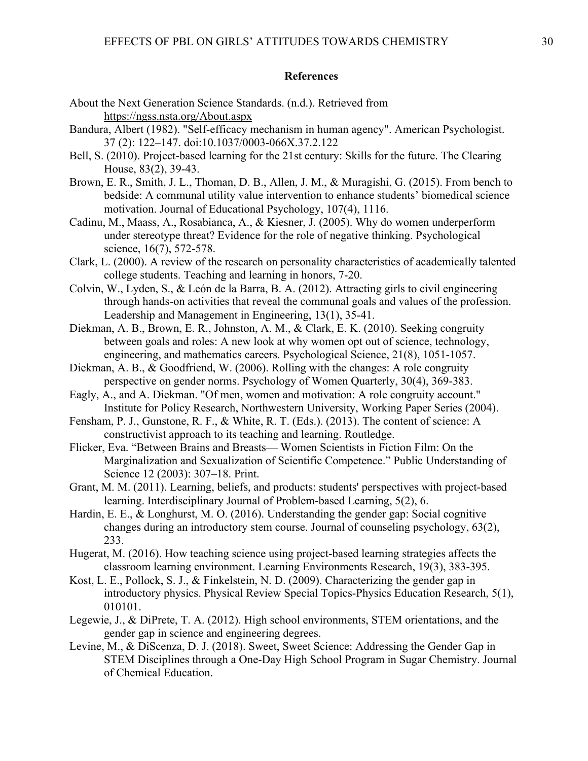## References

About the Next Generation Science Standards. (n.d.). Retrieved from https://ngss.nsta.org/About.aspx

Bandura, Albert (1982). "Self-efficacy mechanism in human agency". American Psychologist. 37 (2): 122–147. doi:10.1037/0003-066X.37.2.122

Bell, S. (2010). Project-based learning for the 21st century: Skills for the future. The Clearing House, 83(2), 39-43.

Brown, E. R., Smith, J. L., Thoman, D. B., Allen, J. M., & Muragishi, G. (2015). From bench to bedside: A communal utility value intervention to enhance students' biomedical science motivation. Journal of Educational Psychology, 107(4), 1116.

Cadinu, M., Maass, A., Rosabianca, A., & Kiesner, J. (2005). Why do women underperform under stereotype threat? Evidence for the role of negative thinking. Psychological science, 16(7), 572-578.

Clark, L. (2000). A review of the research on personality characteristics of academically talented college students. Teaching and learning in honors, 7-20.

Colvin, W., Lyden, S., & León de la Barra, B. A. (2012). Attracting girls to civil engineering through hands-on activities that reveal the communal goals and values of the profession. Leadership and Management in Engineering, 13(1), 35-41.

Diekman, A. B., Brown, E. R., Johnston, A. M., & Clark, E. K. (2010). Seeking congruity between goals and roles: A new look at why women opt out of science, technology, engineering, and mathematics careers. Psychological Science, 21(8), 1051-1057.

Diekman, A. B., & Goodfriend, W. (2006). Rolling with the changes: A role congruity perspective on gender norms. Psychology of Women Quarterly, 30(4), 369-383.

Eagly, A., and A. Diekman. "Of men, women and motivation: A role congruity account." Institute for Policy Research, Northwestern University, Working Paper Series (2004).

Fensham, P. J., Gunstone, R. F., & White, R. T. (Eds.). (2013). The content of science: A constructivist approach to its teaching and learning. Routledge.

Flicker, Eva. "Between Brains and Breasts— Women Scientists in Fiction Film: On the Marginalization and Sexualization of Scientific Competence." Public Understanding of Science 12 (2003): 307–18. Print.

Grant, M. M. (2011). Learning, beliefs, and products: students' perspectives with project-based learning. Interdisciplinary Journal of Problem-based Learning, 5(2), 6.

Hardin, E. E., & Longhurst, M. O. (2016). Understanding the gender gap: Social cognitive changes during an introductory stem course. Journal of counseling psychology, 63(2), 233.

Hugerat, M. (2016). How teaching science using project-based learning strategies affects the classroom learning environment. Learning Environments Research, 19(3), 383-395.

Kost, L. E., Pollock, S. J., & Finkelstein, N. D. (2009). Characterizing the gender gap in introductory physics. Physical Review Special Topics-Physics Education Research, 5(1), 010101.

Legewie, J., & DiPrete, T. A. (2012). High school environments, STEM orientations, and the gender gap in science and engineering degrees.

Levine, M., & DiScenza, D. J. (2018). Sweet, Sweet Science: Addressing the Gender Gap in STEM Disciplines through a One-Day High School Program in Sugar Chemistry. Journal of Chemical Education.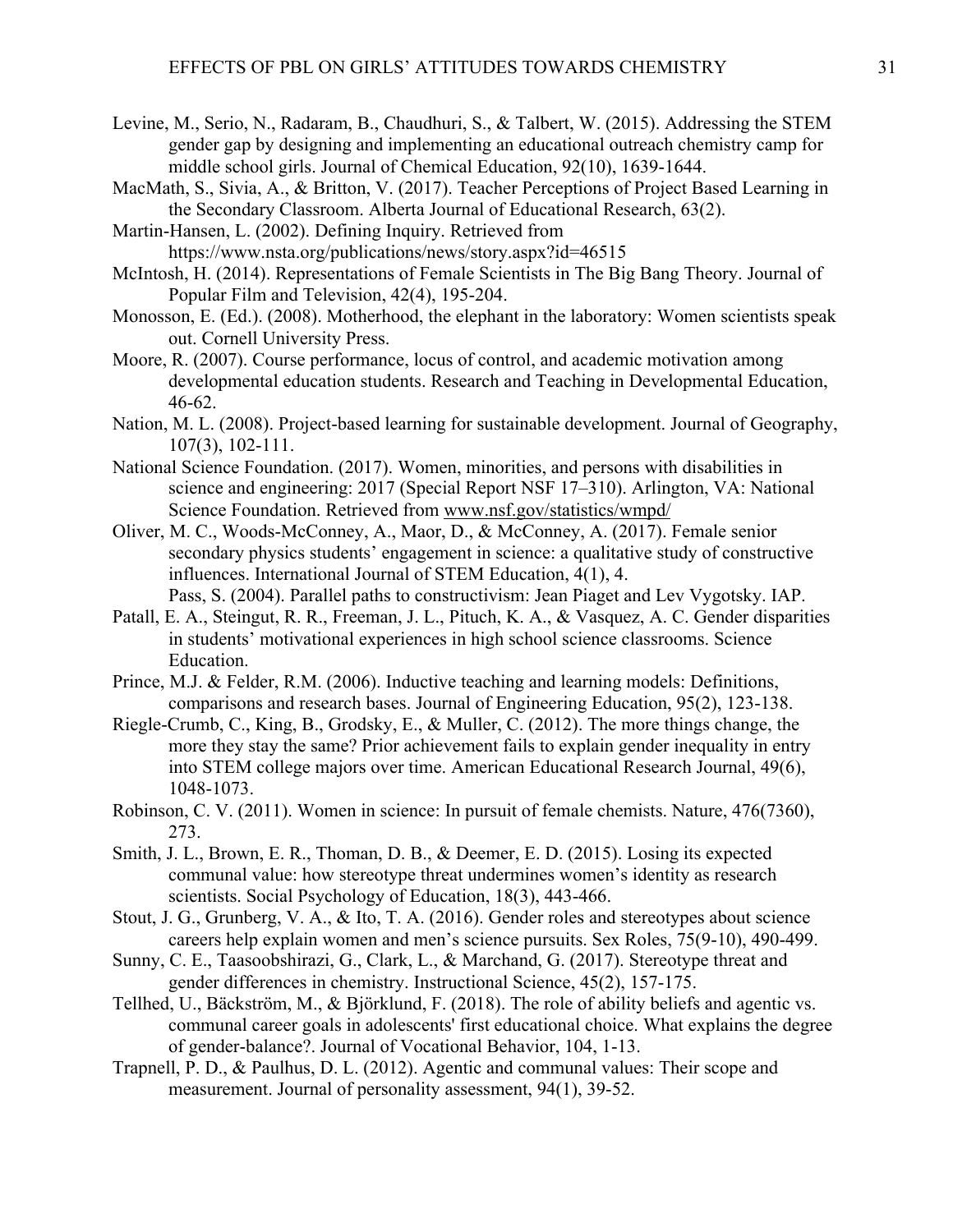Levine, M., Serio, N., Radaram, B., Chaudhuri, S., & Talbert, W. (2015). Addressing the STEM gender gap by designing and implementing an educational outreach chemistry camp for middle school girls. Journal of Chemical Education, 92(10), 1639-1644.

MacMath, S., Sivia, A., & Britton, V. (2017). Teacher Perceptions of Project Based Learning in the Secondary Classroom. Alberta Journal of Educational Research, 63(2).

Martin-Hansen, L. (2002). Defining Inquiry. Retrieved from https://www.nsta.org/publications/news/story.aspx?id=46515

McIntosh, H. (2014). Representations of Female Scientists in The Big Bang Theory. Journal of Popular Film and Television, 42(4), 195-204.

Monosson, E. (Ed.). (2008). Motherhood, the elephant in the laboratory: Women scientists speak out. Cornell University Press.

Moore, R. (2007). Course performance, locus of control, and academic motivation among developmental education students. Research and Teaching in Developmental Education, 46-62.

Nation, M. L. (2008). Project-based learning for sustainable development. Journal of Geography, 107(3), 102-111.

National Science Foundation. (2017). Women, minorities, and persons with disabilities in science and engineering: 2017 (Special Report NSF 17–310). Arlington, VA: National Science Foundation. Retrieved from www.nsf.gov/statistics/wmpd/

Oliver, M. C., Woods-McConney, A., Maor, D., & McConney, A. (2017). Female senior secondary physics students' engagement in science: a qualitative study of constructive influences. International Journal of STEM Education, 4(1), 4.

Pass, S. (2004). Parallel paths to constructivism: Jean Piaget and Lev Vygotsky. IAP.

Patall, E. A., Steingut, R. R., Freeman, J. L., Pituch, K. A., & Vasquez, A. C. Gender disparities in students' motivational experiences in high school science classrooms. Science Education.

Prince, M.J. & Felder, R.M. (2006). Inductive teaching and learning models: Definitions, comparisons and research bases. Journal of Engineering Education, 95(2), 123-138.

Riegle-Crumb, C., King, B., Grodsky, E., & Muller, C. (2012). The more things change, the more they stay the same? Prior achievement fails to explain gender inequality in entry into STEM college majors over time. American Educational Research Journal, 49(6), 1048-1073.

Robinson, C. V. (2011). Women in science: In pursuit of female chemists. Nature, 476(7360), 273.

Smith, J. L., Brown, E. R., Thoman, D. B., & Deemer, E. D. (2015). Losing its expected communal value: how stereotype threat undermines women's identity as research scientists. Social Psychology of Education, 18(3), 443-466.

Stout, J. G., Grunberg, V. A., & Ito, T. A. (2016). Gender roles and stereotypes about science careers help explain women and men's science pursuits. Sex Roles, 75(9-10), 490-499.

Sunny, C. E., Taasoobshirazi, G., Clark, L., & Marchand, G. (2017). Stereotype threat and gender differences in chemistry. Instructional Science, 45(2), 157-175.

Tellhed, U., Bäckström, M., & Björklund, F. (2018). The role of ability beliefs and agentic vs. communal career goals in adolescents' first educational choice. What explains the degree of gender-balance?. Journal of Vocational Behavior, 104, 1-13.

Trapnell, P. D., & Paulhus, D. L. (2012). Agentic and communal values: Their scope and measurement. Journal of personality assessment, 94(1), 39-52.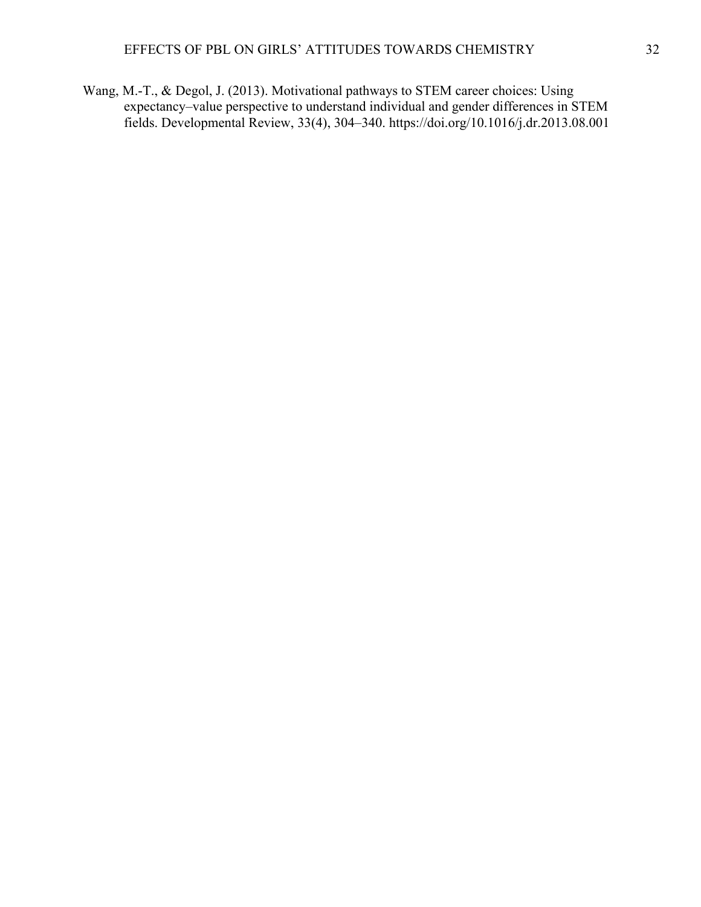Wang, M.-T., & Degol, J. (2013). Motivational pathways to STEM career choices: Using expectancy–value perspective to understand individual and gender differences in STEM fields. Developmental Review, 33(4), 304–340. https://doi.org/10.1016/j.dr.2013.08.001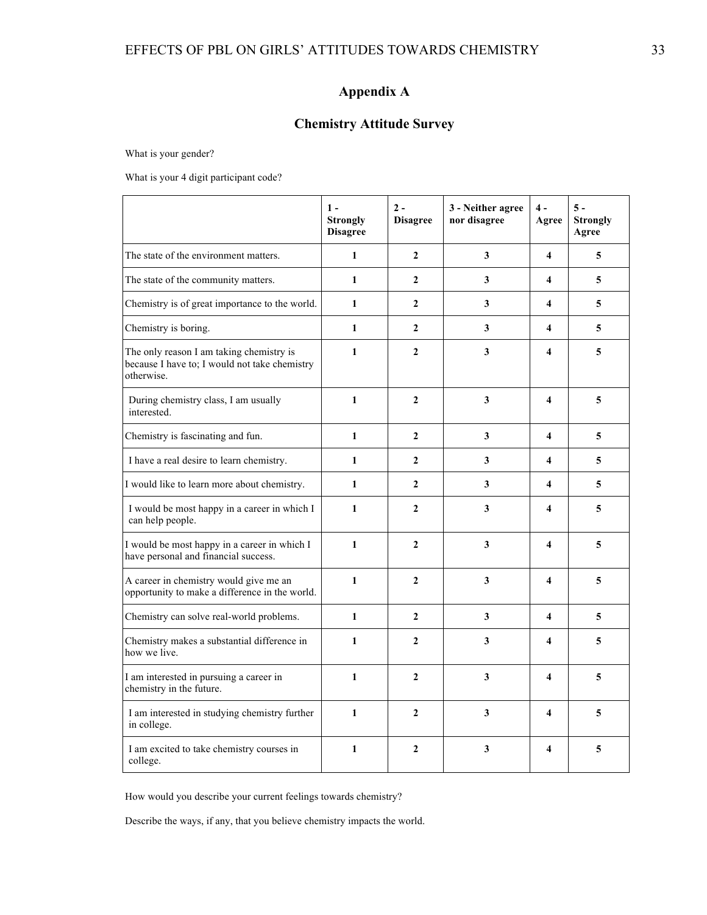## Appendix A

### Chemistry Attitude Survey

What is your gender?

What is your 4 digit participant code?

| | 1 - Strongly Disagree | 2 - Disagree | 3 - Neither agree nor disagree | 4 - Agree | 5 - Strongly Agree |
|---|---|---|---|---|---|
| The state of the environment matters. | **1** | **2** | **3** | **4** | **5** |
| The state of the community matters. | **1** | **2** | **3** | **4** | **5** |
| Chemistry is of great importance to the world. | **1** | **2** | **3** | **4** | **5** |
| Chemistry is boring. | **1** | **2** | **3** | **4** | **5** |
| The only reason I am taking chemistry is because I have to; I would not take chemistry otherwise. | **1** | **2** | **3** | **4** | **5** |
| During chemistry class, I am usually interested. | **1** | **2** | **3** | **4** | **5** |
| Chemistry is fascinating and fun. | **1** | **2** | **3** | **4** | **5** |
| I have a real desire to learn chemistry. | **1** | **2** | **3** | **4** | **5** |
| I would like to learn more about chemistry. | **1** | **2** | **3** | **4** | **5** |
| I would be most happy in a career in which I can help people. | **1** | **2** | **3** | **4** | **5** |
| I would be most happy in a career in which I have personal and financial success. | **1** | **2** | **3** | **4** | **5** |
| A career in chemistry would give me an opportunity to make a difference in the world. | **1** | **2** | **3** | **4** | **5** |
| Chemistry can solve real-world problems. | **1** | **2** | **3** | **4** | **5** |
| Chemistry makes a substantial difference in how we live. | **1** | **2** | **3** | **4** | **5** |
| I am interested in pursuing a career in chemistry in the future. | **1** | **2** | **3** | **4** | **5** |
| I am interested in studying chemistry further in college. | **1** | **2** | **3** | **4** | **5** |
| I am excited to take chemistry courses in college. | **1** | **2** | **3** | **4** | **5** |

How would you describe your current feelings towards chemistry?

Describe the ways, if any, that you believe chemistry impacts the world.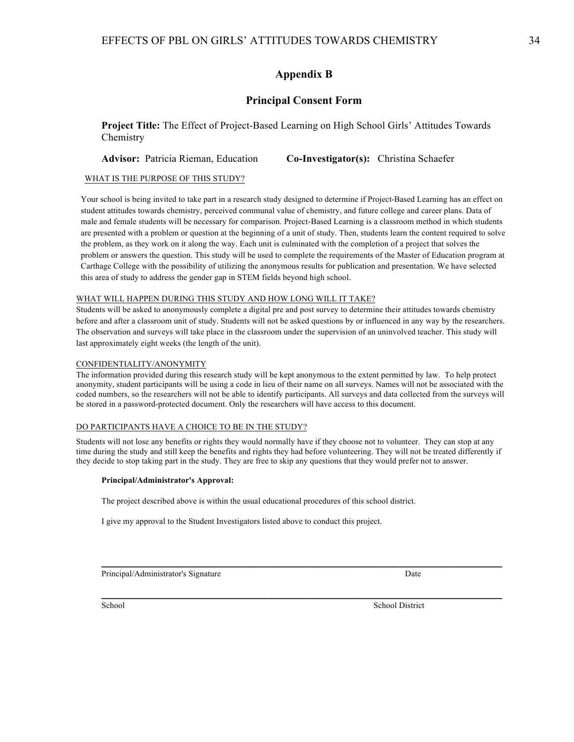## Appendix B

## Principal Consent Form

**Project Title:** The Effect of Project-Based Learning on High School Girls' Attitudes Towards Chemistry

**Advisor:** Patricia Rieman, Education **Co-Investigator(s):** Christina Schaefer

WHAT IS THE PURPOSE OF THIS STUDY?

Your school is being invited to take part in a research study designed to determine if Project-Based Learning has an effect on student attitudes towards chemistry, perceived communal value of chemistry, and future college and career plans. Data of male and female students will be necessary for comparison. Project-Based Learning is a classroom method in which students are presented with a problem or question at the beginning of a unit of study. Then, students learn the content required to solve the problem, as they work on it along the way. Each unit is culminated with the completion of a project that solves the problem or answers the question. This study will be used to complete the requirements of the Master of Education program at Carthage College with the possibility of utilizing the anonymous results for publication and presentation. We have selected this area of study to address the gender gap in STEM fields beyond high school.

WHAT WILL HAPPEN DURING THIS STUDY AND HOW LONG WILL IT TAKE?

Students will be asked to anonymously complete a digital pre and post survey to determine their attitudes towards chemistry before and after a classroom unit of study. Students will not be asked questions by or influenced in any way by the researchers. The observation and surveys will take place in the classroom under the supervision of an uninvolved teacher. This study will last approximately eight weeks (the length of the unit).

CONFIDENTIALITY/ANONYMITY

The information provided during this research study will be kept anonymous to the extent permitted by law. To help protect anonymity, student participants will be using a code in lieu of their name on all surveys. Names will not be associated with the coded numbers, so the researchers will not be able to identify participants. All surveys and data collected from the surveys will be stored in a password-protected document. Only the researchers will have access to this document.

DO PARTICIPANTS HAVE A CHOICE TO BE IN THE STUDY?

Students will not lose any benefits or rights they would normally have if they choose not to volunteer. They can stop at any time during the study and still keep the benefits and rights they had before volunteering. They will not be treated differently if they decide to stop taking part in the study. They are free to skip any questions that they would prefer not to answer.

**Principal/Administrator's Approval:**

The project described above is within the usual educational procedures of this school district.

I give my approval to the Student Investigators listed above to conduct this project.

\_\_\_\_\_\_\_\_\_\_\_\_\_\_\_\_\_\_\_\_\_\_\_\_\_\_\_\_\_\_\_\_\_\_\_\_\_\_\_\_\_\_\_\_\_\_\_\_\_\_\_\_\_\_\_\_\_\_\_\_\_\_\_\_\_\_\_\_\_\_

Principal/Administrator's Signature Date

\_\_\_\_\_\_\_\_\_\_\_\_\_\_\_\_\_\_\_\_\_\_\_\_\_\_\_\_\_\_\_\_\_\_\_\_\_\_\_\_\_\_\_\_\_\_\_\_\_\_\_\_\_\_\_\_\_\_\_\_\_\_\_\_\_\_\_\_\_\_

School School District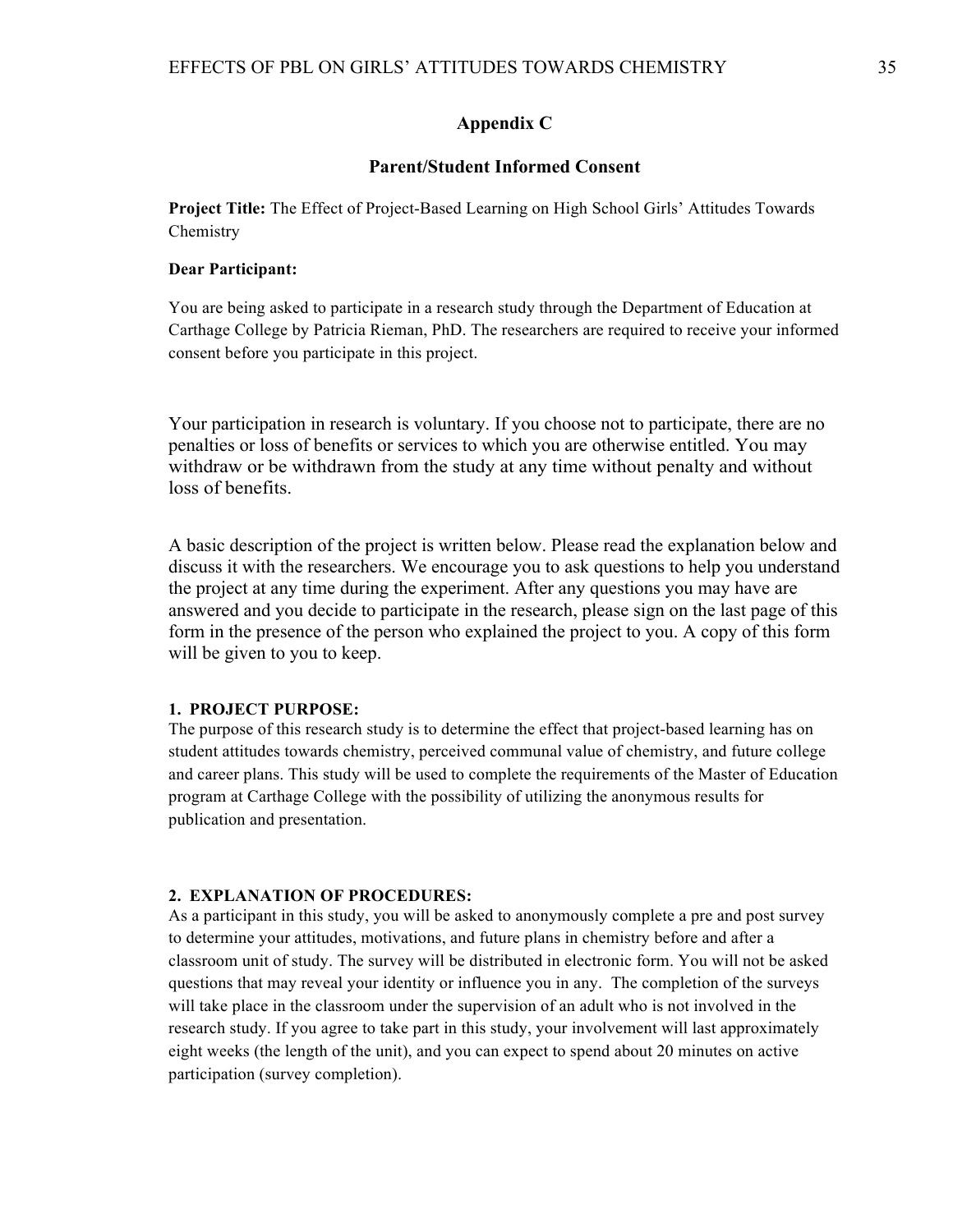## Appendix C

## Parent/Student Informed Consent

**Project Title:** The Effect of Project-Based Learning on High School Girls' Attitudes Towards Chemistry

**Dear Participant:**

You are being asked to participate in a research study through the Department of Education at Carthage College by Patricia Rieman, PhD. The researchers are required to receive your informed consent before you participate in this project.

Your participation in research is voluntary. If you choose not to participate, there are no penalties or loss of benefits or services to which you are otherwise entitled. You may withdraw or be withdrawn from the study at any time without penalty and without loss of benefits.

A basic description of the project is written below. Please read the explanation below and discuss it with the researchers. We encourage you to ask questions to help you understand the project at any time during the experiment. After any questions you may have are answered and you decide to participate in the research, please sign on the last page of this form in the presence of the person who explained the project to you. A copy of this form will be given to you to keep.

**1. PROJECT PURPOSE:**

The purpose of this research study is to determine the effect that project-based learning has on student attitudes towards chemistry, perceived communal value of chemistry, and future college and career plans. This study will be used to complete the requirements of the Master of Education program at Carthage College with the possibility of utilizing the anonymous results for publication and presentation.

**2. EXPLANATION OF PROCEDURES:**

As a participant in this study, you will be asked to anonymously complete a pre and post survey to determine your attitudes, motivations, and future plans in chemistry before and after a classroom unit of study. The survey will be distributed in electronic form. You will not be asked questions that may reveal your identity or influence you in any. The completion of the surveys will take place in the classroom under the supervision of an adult who is not involved in the research study. If you agree to take part in this study, your involvement will last approximately eight weeks (the length of the unit), and you can expect to spend about 20 minutes on active participation (survey completion).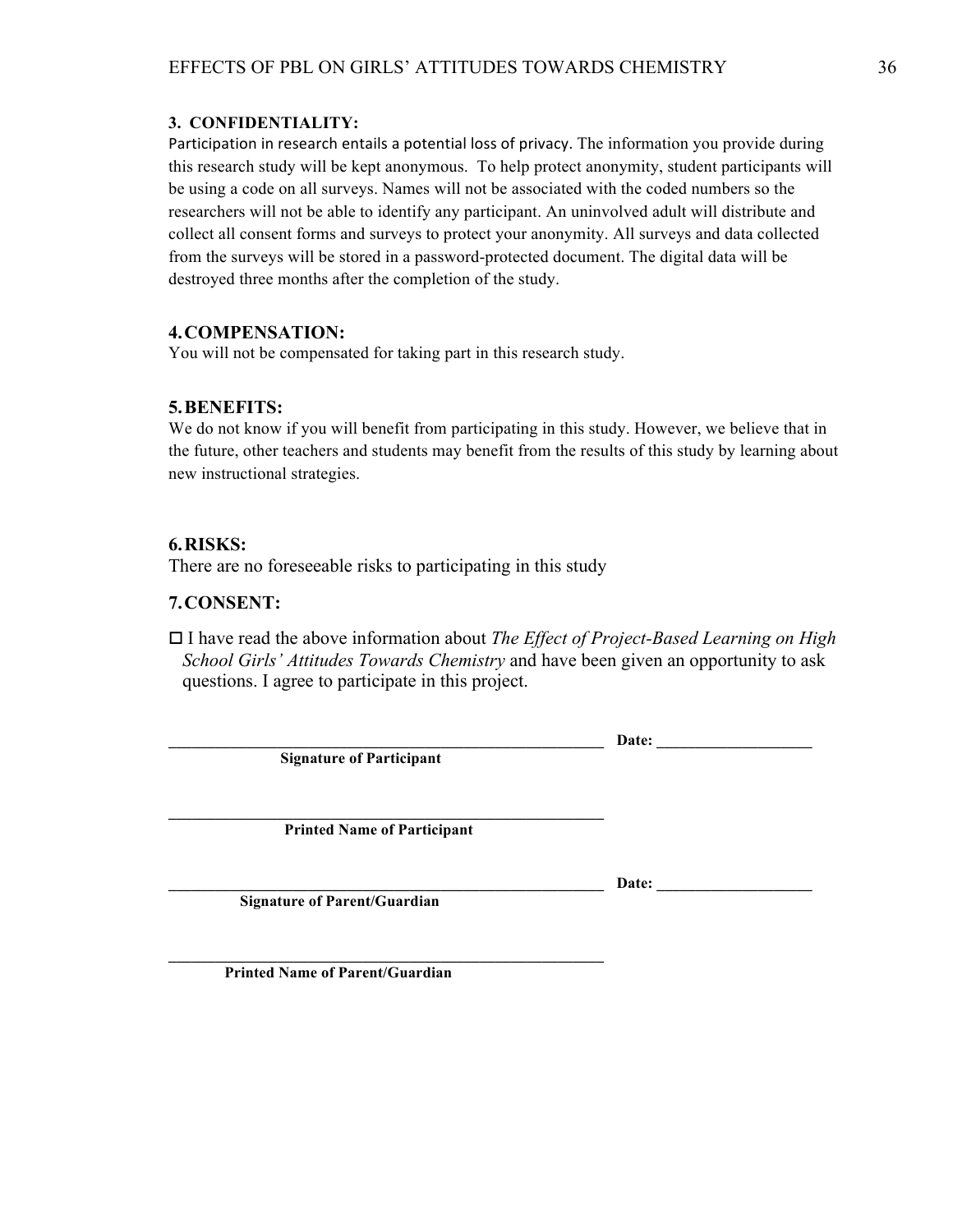### 3. CONFIDENTIALITY:

Participation in research entails a potential loss of privacy. The information you provide during this research study will be kept anonymous. To help protect anonymity, student participants will be using a code on all surveys. Names will not be associated with the coded numbers so the researchers will not be able to identify any participant. An uninvolved adult will distribute and collect all consent forms and surveys to protect your anonymity. All surveys and data collected from the surveys will be stored in a password-protected document. The digital data will be destroyed three months after the completion of the study.

### 4. COMPENSATION:

You will not be compensated for taking part in this research study.

### 5. BENEFITS:

We do not know if you will benefit from participating in this study. However, we believe that in the future, other teachers and students may benefit from the results of this study by learning about new instructional strategies.

### 6. RISKS:

There are no foreseeable risks to participating in this study

### 7. CONSENT:

☐ I have read the above information about *The Effect of Project-Based Learning on High School Girls' Attitudes Towards Chemistry* and have been given an opportunity to ask questions. I agree to participate in this project.

_______________________________________________________ **Date:** ____________________

**Signature of Participant**

_______________________________________________________

**Printed Name of Participant**

_______________________________________________________ **Date:** ____________________

**Signature of Parent/Guardian**

_______________________________________________________

**Printed Name of Parent/Guardian**